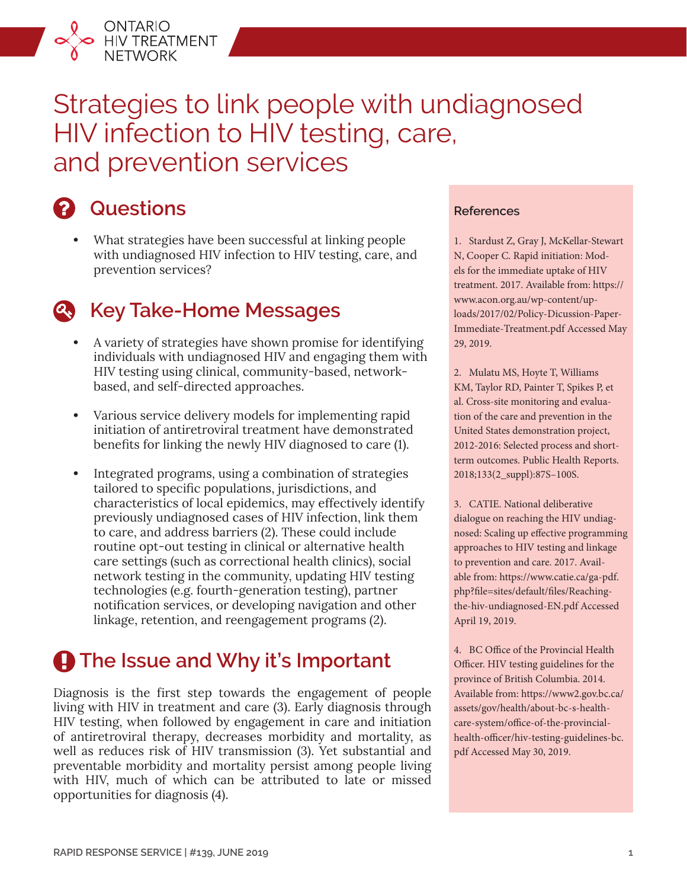ONTARIO HIV TREATMENT NETWORK

# Strategies to link people with undiagnosed HIV infection to HIV testing, care, and prevention services

## Questions

- What strategies have been successful at linking people with undiagnosed HIV infection to HIV testing, care, and prevention services?

## Key Take-Home Messages

- A variety of strategies have shown promise for identifying individuals with undiagnosed HIV and engaging them with HIV testing using clinical, community-based, network-based, and self-directed approaches.
- Various service delivery models for implementing rapid initiation of antiretroviral treatment have demonstrated benefits for linking the newly HIV diagnosed to care (1).
- Integrated programs, using a combination of strategies tailored to specific populations, jurisdictions, and characteristics of local epidemics, may effectively identify previously undiagnosed cases of HIV infection, link them to care, and address barriers (2). These could include routine opt-out testing in clinical or alternative health care settings (such as correctional health clinics), social network testing in the community, updating HIV testing technologies (e.g. fourth-generation testing), partner notification services, or developing navigation and other linkage, retention, and reengagement programs (2).

## The Issue and Why it's Important

Diagnosis is the first step towards the engagement of people living with HIV in treatment and care (3). Early diagnosis through HIV testing, when followed by engagement in care and initiation of antiretroviral therapy, decreases morbidity and mortality, as well as reduces risk of HIV transmission (3). Yet substantial and preventable morbidity and mortality persist among people living with HIV, much of which can be attributed to late or missed opportunities for diagnosis (4).

### References

1. Stardust Z, Gray J, McKellar-Stewart N, Cooper C. Rapid initiation: Models for the immediate uptake of HIV treatment. 2017. Available from: https://www.acon.org.au/wp-content/uploads/2017/02/Policy-Dicussion-Paper-Immediate-Treatment.pdf Accessed May 29, 2019.

2. Mulatu MS, Hoyte T, Williams KM, Taylor RD, Painter T, Spikes P, et al. Cross-site monitoring and evaluation of the care and prevention in the United States demonstration project, 2012-2016: Selected process and short-term outcomes. Public Health Reports. 2018;133(2_suppl):87S–100S.

3. CATIE. National deliberative dialogue on reaching the HIV undiagnosed: Scaling up effective programming approaches to HIV testing and linkage to prevention and care. 2017. Available from: https://www.catie.ca/ga-pdf.php?file=sites/default/files/Reaching-the-hiv-undiagnosed-EN.pdf Accessed April 19, 2019.

4. BC Office of the Provincial Health Officer. HIV testing guidelines for the province of British Columbia. 2014. Available from: https://www2.gov.bc.ca/assets/gov/health/about-bc-s-health-care-system/office-of-the-provincial-health-officer/hiv-testing-guidelines-bc.pdf Accessed May 30, 2019.

RAPID RESPONSE SERVICE | #139, JUNE 2019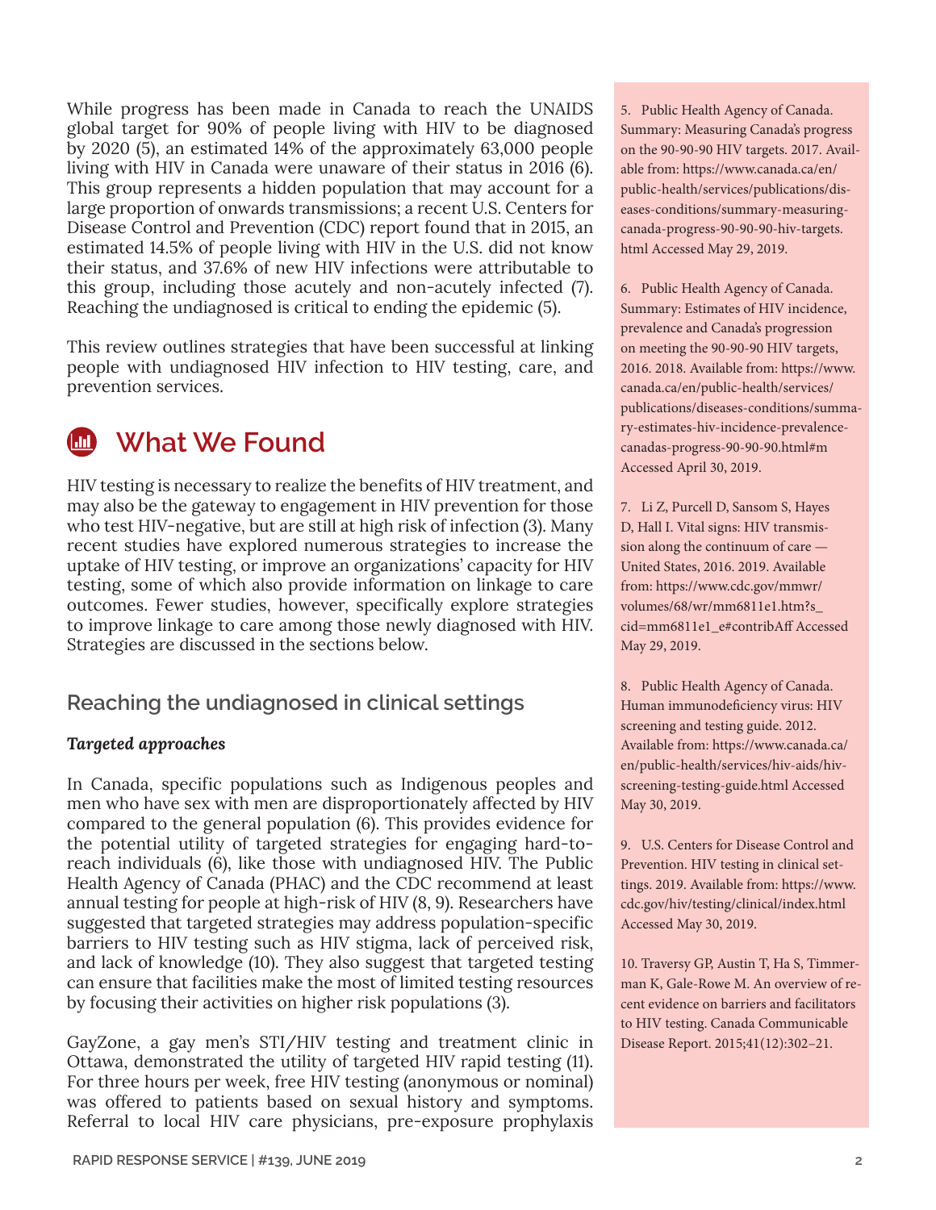While progress has been made in Canada to reach the UNAIDS global target for 90% of people living with HIV to be diagnosed by 2020 (5), an estimated 14% of the approximately 63,000 people living with HIV in Canada were unaware of their status in 2016 (6). This group represents a hidden population that may account for a large proportion of onwards transmissions; a recent U.S. Centers for Disease Control and Prevention (CDC) report found that in 2015, an estimated 14.5% of people living with HIV in the U.S. did not know their status, and 37.6% of new HIV infections were attributable to this group, including those acutely and non-acutely infected (7). Reaching the undiagnosed is critical to ending the epidemic (5).

This review outlines strategies that have been successful at linking people with undiagnosed HIV infection to HIV testing, care, and prevention services.

## What We Found

HIV testing is necessary to realize the benefits of HIV treatment, and may also be the gateway to engagement in HIV prevention for those who test HIV-negative, but are still at high risk of infection (3). Many recent studies have explored numerous strategies to increase the uptake of HIV testing, or improve an organizations' capacity for HIV testing, some of which also provide information on linkage to care outcomes. Fewer studies, however, specifically explore strategies to improve linkage to care among those newly diagnosed with HIV. Strategies are discussed in the sections below.

### Reaching the undiagnosed in clinical settings

***Targeted approaches***

In Canada, specific populations such as Indigenous peoples and men who have sex with men are disproportionately affected by HIV compared to the general population (6). This provides evidence for the potential utility of targeted strategies for engaging hard-to-reach individuals (6), like those with undiagnosed HIV. The Public Health Agency of Canada (PHAC) and the CDC recommend at least annual testing for people at high-risk of HIV (8, 9). Researchers have suggested that targeted strategies may address population-specific barriers to HIV testing such as HIV stigma, lack of perceived risk, and lack of knowledge (10). They also suggest that targeted testing can ensure that facilities make the most of limited testing resources by focusing their activities on higher risk populations (3).

GayZone, a gay men's STI/HIV testing and treatment clinic in Ottawa, demonstrated the utility of targeted HIV rapid testing (11). For three hours per week, free HIV testing (anonymous or nominal) was offered to patients based on sexual history and symptoms. Referral to local HIV care physicians, pre-exposure prophylaxis

5. Public Health Agency of Canada. Summary: Measuring Canada's progress on the 90-90-90 HIV targets. 2017. Available from: https://www.canada.ca/en/public-health/services/publications/diseases-conditions/summary-measuring-canada-progress-90-90-90-hiv-targets.html Accessed May 29, 2019.

6. Public Health Agency of Canada. Summary: Estimates of HIV incidence, prevalence and Canada's progression on meeting the 90-90-90 HIV targets, 2016. 2018. Available from: https://www.canada.ca/en/public-health/services/publications/diseases-conditions/summary-estimates-hiv-incidence-prevalence-canadas-progress-90-90-90.html#m Accessed April 30, 2019.

7. Li Z, Purcell D, Sansom S, Hayes D, Hall I. Vital signs: HIV transmission along the continuum of care — United States, 2016. 2019. Available from: https://www.cdc.gov/mmwr/volumes/68/wr/mm6811e1.htm?s_cid=mm6811e1_e#contribAff Accessed May 29, 2019.

8. Public Health Agency of Canada. Human immunodeficiency virus: HIV screening and testing guide. 2012. Available from: https://www.canada.ca/en/public-health/services/hiv-aids/hiv-screening-testing-guide.html Accessed May 30, 2019.

9. U.S. Centers for Disease Control and Prevention. HIV testing in clinical settings. 2019. Available from: https://www.cdc.gov/hiv/testing/clinical/index.html Accessed May 30, 2019.

10. Traversy GP, Austin T, Ha S, Timmerman K, Gale-Rowe M. An overview of recent evidence on barriers and facilitators to HIV testing. Canada Communicable Disease Report. 2015;41(12):302–21.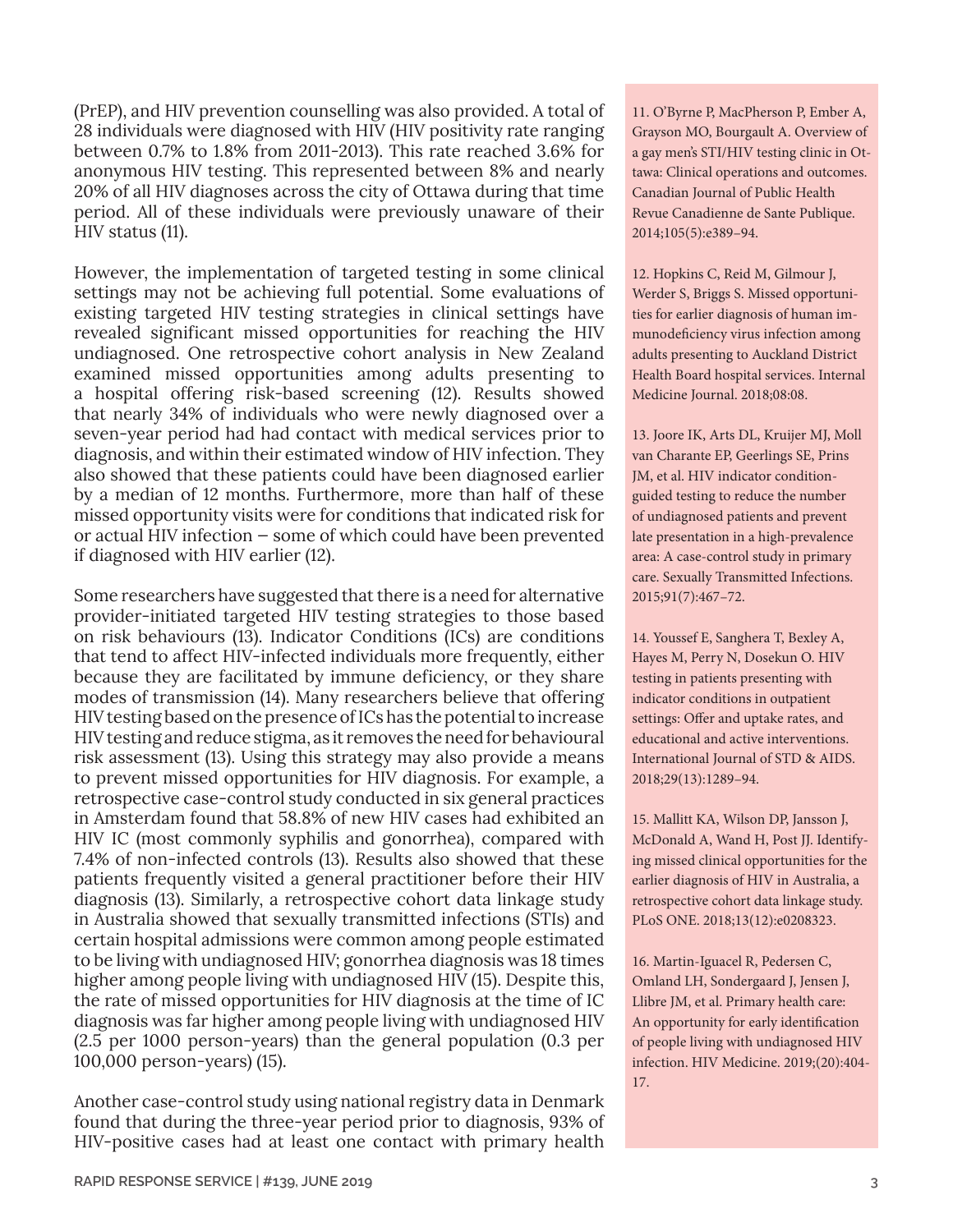(PrEP), and HIV prevention counselling was also provided. A total of 28 individuals were diagnosed with HIV (HIV positivity rate ranging between 0.7% to 1.8% from 2011-2013). This rate reached 3.6% for anonymous HIV testing. This represented between 8% and nearly 20% of all HIV diagnoses across the city of Ottawa during that time period. All of these individuals were previously unaware of their HIV status (11).

However, the implementation of targeted testing in some clinical settings may not be achieving full potential. Some evaluations of existing targeted HIV testing strategies in clinical settings have revealed significant missed opportunities for reaching the HIV undiagnosed. One retrospective cohort analysis in New Zealand examined missed opportunities among adults presenting to a hospital offering risk-based screening (12). Results showed that nearly 34% of individuals who were newly diagnosed over a seven-year period had had contact with medical services prior to diagnosis, and within their estimated window of HIV infection. They also showed that these patients could have been diagnosed earlier by a median of 12 months. Furthermore, more than half of these missed opportunity visits were for conditions that indicated risk for or actual HIV infection – some of which could have been prevented if diagnosed with HIV earlier (12).

Some researchers have suggested that there is a need for alternative provider-initiated targeted HIV testing strategies to those based on risk behaviours (13). Indicator Conditions (ICs) are conditions that tend to affect HIV-infected individuals more frequently, either because they are facilitated by immune deficiency, or they share modes of transmission (14). Many researchers believe that offering HIV testing based on the presence of ICs has the potential to increase HIV testing and reduce stigma, as it removes the need for behavioural risk assessment (13). Using this strategy may also provide a means to prevent missed opportunities for HIV diagnosis. For example, a retrospective case-control study conducted in six general practices in Amsterdam found that 58.8% of new HIV cases had exhibited an HIV IC (most commonly syphilis and gonorrhea), compared with 7.4% of non-infected controls (13). Results also showed that these patients frequently visited a general practitioner before their HIV diagnosis (13). Similarly, a retrospective cohort data linkage study in Australia showed that sexually transmitted infections (STIs) and certain hospital admissions were common among people estimated to be living with undiagnosed HIV; gonorrhea diagnosis was 18 times higher among people living with undiagnosed HIV (15). Despite this, the rate of missed opportunities for HIV diagnosis at the time of IC diagnosis was far higher among people living with undiagnosed HIV (2.5 per 1000 person-years) than the general population (0.3 per 100,000 person-years) (15).

Another case-control study using national registry data in Denmark found that during the three-year period prior to diagnosis, 93% of HIV-positive cases had at least one contact with primary health

11. O'Byrne P, MacPherson P, Ember A, Grayson MO, Bourgault A. Overview of a gay men's STI/HIV testing clinic in Ottawa: Clinical operations and outcomes. Canadian Journal of Public Health Revue Canadienne de Sante Publique. 2014;105(5):e389–94.

12. Hopkins C, Reid M, Gilmour J, Werder S, Briggs S. Missed opportunities for earlier diagnosis of human immunodeficiency virus infection among adults presenting to Auckland District Health Board hospital services. Internal Medicine Journal. 2018;08:08.

13. Joore IK, Arts DL, Kruijer MJ, Moll van Charante EP, Geerlings SE, Prins JM, et al. HIV indicator condition-guided testing to reduce the number of undiagnosed patients and prevent late presentation in a high-prevalence area: A case-control study in primary care. Sexually Transmitted Infections. 2015;91(7):467–72.

14. Youssef E, Sanghera T, Bexley A, Hayes M, Perry N, Dosekun O. HIV testing in patients presenting with indicator conditions in outpatient settings: Offer and uptake rates, and educational and active interventions. International Journal of STD & AIDS. 2018;29(13):1289–94.

15. Mallitt KA, Wilson DP, Jansson J, McDonald A, Wand H, Post JJ. Identifying missed clinical opportunities for the earlier diagnosis of HIV in Australia, a retrospective cohort data linkage study. PLoS ONE. 2018;13(12):e0208323.

16. Martin-Iguacel R, Pedersen C, Omland LH, Sondergaard J, Jensen J, Llibre JM, et al. Primary health care: An opportunity for early identification of people living with undiagnosed HIV infection. HIV Medicine. 2019;(20):404-17.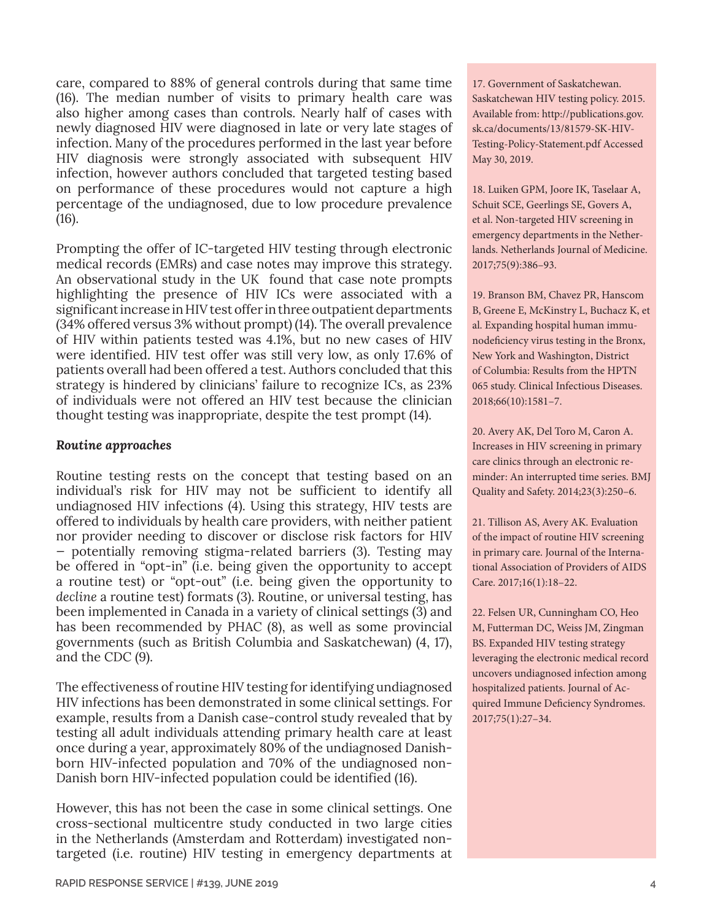care, compared to 88% of general controls during that same time (16). The median number of visits to primary health care was also higher among cases than controls. Nearly half of cases with newly diagnosed HIV were diagnosed in late or very late stages of infection. Many of the procedures performed in the last year before HIV diagnosis were strongly associated with subsequent HIV infection, however authors concluded that targeted testing based on performance of these procedures would not capture a high percentage of the undiagnosed, due to low procedure prevalence (16).

Prompting the offer of IC-targeted HIV testing through electronic medical records (EMRs) and case notes may improve this strategy. An observational study in the UK found that case note prompts highlighting the presence of HIV ICs were associated with a significant increase in HIV test offer in three outpatient departments (34% offered versus 3% without prompt) (14). The overall prevalence of HIV within patients tested was 4.1%, but no new cases of HIV were identified. HIV test offer was still very low, as only 17.6% of patients overall had been offered a test. Authors concluded that this strategy is hindered by clinicians' failure to recognize ICs, as 23% of individuals were not offered an HIV test because the clinician thought testing was inappropriate, despite the test prompt (14).

***Routine approaches***

Routine testing rests on the concept that testing based on an individual's risk for HIV may not be sufficient to identify all undiagnosed HIV infections (4). Using this strategy, HIV tests are offered to individuals by health care providers, with neither patient nor provider needing to discover or disclose risk factors for HIV – potentially removing stigma-related barriers (3). Testing may be offered in "opt-in" (i.e. being given the opportunity to accept a routine test) or "opt-out" (i.e. being given the opportunity to *decline* a routine test) formats (3). Routine, or universal testing, has been implemented in Canada in a variety of clinical settings (3) and has been recommended by PHAC (8), as well as some provincial governments (such as British Columbia and Saskatchewan) (4, 17), and the CDC (9).

The effectiveness of routine HIV testing for identifying undiagnosed HIV infections has been demonstrated in some clinical settings. For example, results from a Danish case-control study revealed that by testing all adult individuals attending primary health care at least once during a year, approximately 80% of the undiagnosed Danish-born HIV-infected population and 70% of the undiagnosed non-Danish born HIV-infected population could be identified (16).

However, this has not been the case in some clinical settings. One cross-sectional multicentre study conducted in two large cities in the Netherlands (Amsterdam and Rotterdam) investigated non-targeted (i.e. routine) HIV testing in emergency departments at

17. Government of Saskatchewan. Saskatchewan HIV testing policy. 2015. Available from: http://publications.gov.sk.ca/documents/13/81579-SK-HIV-Testing-Policy-Statement.pdf Accessed May 30, 2019.

18. Luiken GPM, Joore IK, Taselaar A, Schuit SCE, Geerlings SE, Govers A, et al. Non-targeted HIV screening in emergency departments in the Netherlands. Netherlands Journal of Medicine. 2017;75(9):386–93.

19. Branson BM, Chavez PR, Hanscom B, Greene E, McKinstry L, Buchacz K, et al. Expanding hospital human immunodeficiency virus testing in the Bronx, New York and Washington, District of Columbia: Results from the HPTN 065 study. Clinical Infectious Diseases. 2018;66(10):1581–7.

20. Avery AK, Del Toro M, Caron A. Increases in HIV screening in primary care clinics through an electronic reminder: An interrupted time series. BMJ Quality and Safety. 2014;23(3):250–6.

21. Tillison AS, Avery AK. Evaluation of the impact of routine HIV screening in primary care. Journal of the International Association of Providers of AIDS Care. 2017;16(1):18–22.

22. Felsen UR, Cunningham CO, Heo M, Futterman DC, Weiss JM, Zingman BS. Expanded HIV testing strategy leveraging the electronic medical record uncovers undiagnosed infection among hospitalized patients. Journal of Acquired Immune Deficiency Syndromes. 2017;75(1):27–34.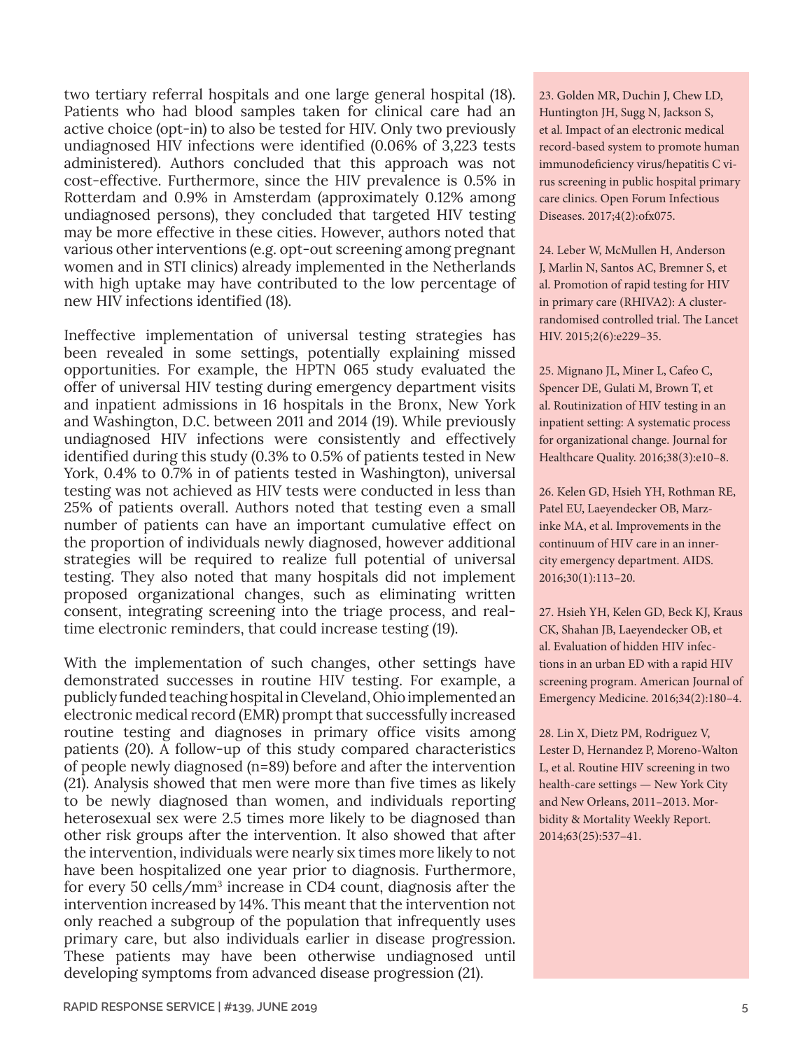two tertiary referral hospitals and one large general hospital (18). Patients who had blood samples taken for clinical care had an active choice (opt-in) to also be tested for HIV. Only two previously undiagnosed HIV infections were identified (0.06% of 3,223 tests administered). Authors concluded that this approach was not cost-effective. Furthermore, since the HIV prevalence is 0.5% in Rotterdam and 0.9% in Amsterdam (approximately 0.12% among undiagnosed persons), they concluded that targeted HIV testing may be more effective in these cities. However, authors noted that various other interventions (e.g. opt-out screening among pregnant women and in STI clinics) already implemented in the Netherlands with high uptake may have contributed to the low percentage of new HIV infections identified (18).

Ineffective implementation of universal testing strategies has been revealed in some settings, potentially explaining missed opportunities. For example, the HPTN 065 study evaluated the offer of universal HIV testing during emergency department visits and inpatient admissions in 16 hospitals in the Bronx, New York and Washington, D.C. between 2011 and 2014 (19). While previously undiagnosed HIV infections were consistently and effectively identified during this study (0.3% to 0.5% of patients tested in New York, 0.4% to 0.7% in of patients tested in Washington), universal testing was not achieved as HIV tests were conducted in less than 25% of patients overall. Authors noted that testing even a small number of patients can have an important cumulative effect on the proportion of individuals newly diagnosed, however additional strategies will be required to realize full potential of universal testing. They also noted that many hospitals did not implement proposed organizational changes, such as eliminating written consent, integrating screening into the triage process, and real-time electronic reminders, that could increase testing (19).

With the implementation of such changes, other settings have demonstrated successes in routine HIV testing. For example, a publicly funded teaching hospital in Cleveland, Ohio implemented an electronic medical record (EMR) prompt that successfully increased routine testing and diagnoses in primary office visits among patients (20). A follow-up of this study compared characteristics of people newly diagnosed (n=89) before and after the intervention (21). Analysis showed that men were more than five times as likely to be newly diagnosed than women, and individuals reporting heterosexual sex were 2.5 times more likely to be diagnosed than other risk groups after the intervention. It also showed that after the intervention, individuals were nearly six times more likely to not have been hospitalized one year prior to diagnosis. Furthermore, for every 50 cells/mm$^3$ increase in CD4 count, diagnosis after the intervention increased by 14%. This meant that the intervention not only reached a subgroup of the population that infrequently uses primary care, but also individuals earlier in disease progression. These patients may have been otherwise undiagnosed until developing symptoms from advanced disease progression (21).

23. Golden MR, Duchin J, Chew LD, Huntington JH, Sugg N, Jackson S, et al. Impact of an electronic medical record-based system to promote human immunodeficiency virus/hepatitis C virus screening in public hospital primary care clinics. Open Forum Infectious Diseases. 2017;4(2):ofx075.

24. Leber W, McMullen H, Anderson J, Marlin N, Santos AC, Bremner S, et al. Promotion of rapid testing for HIV in primary care (RHIVA2): A cluster-randomised controlled trial. The Lancet HIV. 2015;2(6):e229–35.

25. Mignano JL, Miner L, Cafeo C, Spencer DE, Gulati M, Brown T, et al. Routinization of HIV testing in an inpatient setting: A systematic process for organizational change. Journal for Healthcare Quality. 2016;38(3):e10–8.

26. Kelen GD, Hsieh YH, Rothman RE, Patel EU, Laeyendecker OB, Marzinke MA, et al. Improvements in the continuum of HIV care in an inner-city emergency department. AIDS. 2016;30(1):113–20.

27. Hsieh YH, Kelen GD, Beck KJ, Kraus CK, Shahan JB, Laeyendecker OB, et al. Evaluation of hidden HIV infections in an urban ED with a rapid HIV screening program. American Journal of Emergency Medicine. 2016;34(2):180–4.

28. Lin X, Dietz PM, Rodriguez V, Lester D, Hernandez P, Moreno-Walton L, et al. Routine HIV screening in two health-care settings — New York City and New Orleans, 2011–2013. Morbidity & Mortality Weekly Report. 2014;63(25):537–41.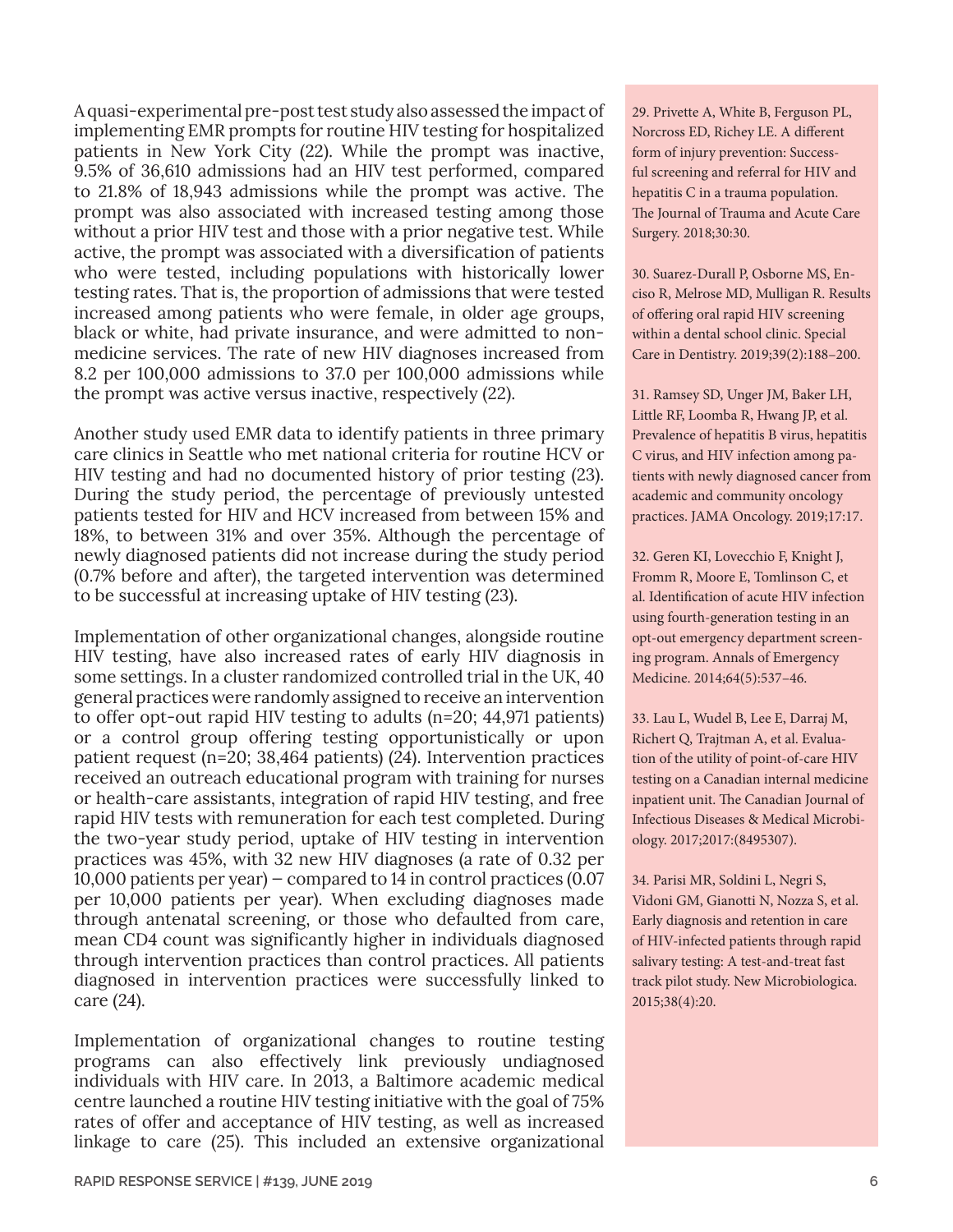A quasi-experimental pre-post test study also assessed the impact of implementing EMR prompts for routine HIV testing for hospitalized patients in New York City (22). While the prompt was inactive, 9.5% of 36,610 admissions had an HIV test performed, compared to 21.8% of 18,943 admissions while the prompt was active. The prompt was also associated with increased testing among those without a prior HIV test and those with a prior negative test. While active, the prompt was associated with a diversification of patients who were tested, including populations with historically lower testing rates. That is, the proportion of admissions that were tested increased among patients who were female, in older age groups, black or white, had private insurance, and were admitted to non-medicine services. The rate of new HIV diagnoses increased from 8.2 per 100,000 admissions to 37.0 per 100,000 admissions while the prompt was active versus inactive, respectively (22).

Another study used EMR data to identify patients in three primary care clinics in Seattle who met national criteria for routine HCV or HIV testing and had no documented history of prior testing (23). During the study period, the percentage of previously untested patients tested for HIV and HCV increased from between 15% and 18%, to between 31% and over 35%. Although the percentage of newly diagnosed patients did not increase during the study period (0.7% before and after), the targeted intervention was determined to be successful at increasing uptake of HIV testing (23).

Implementation of other organizational changes, alongside routine HIV testing, have also increased rates of early HIV diagnosis in some settings. In a cluster randomized controlled trial in the UK, 40 general practices were randomly assigned to receive an intervention to offer opt-out rapid HIV testing to adults (n=20; 44,971 patients) or a control group offering testing opportunistically or upon patient request (n=20; 38,464 patients) (24). Intervention practices received an outreach educational program with training for nurses or health-care assistants, integration of rapid HIV testing, and free rapid HIV tests with remuneration for each test completed. During the two-year study period, uptake of HIV testing in intervention practices was 45%, with 32 new HIV diagnoses (a rate of 0.32 per 10,000 patients per year) – compared to 14 in control practices (0.07 per 10,000 patients per year). When excluding diagnoses made through antenatal screening, or those who defaulted from care, mean CD4 count was significantly higher in individuals diagnosed through intervention practices than control practices. All patients diagnosed in intervention practices were successfully linked to care (24).

Implementation of organizational changes to routine testing programs can also effectively link previously undiagnosed individuals with HIV care. In 2013, a Baltimore academic medical centre launched a routine HIV testing initiative with the goal of 75% rates of offer and acceptance of HIV testing, as well as increased linkage to care (25). This included an extensive organizational

29. Privette A, White B, Ferguson PL, Norcross ED, Richey LE. A different form of injury prevention: Successful screening and referral for HIV and hepatitis C in a trauma population. The Journal of Trauma and Acute Care Surgery. 2018;30:30.

30. Suarez-Durall P, Osborne MS, Enciso R, Melrose MD, Mulligan R. Results of offering oral rapid HIV screening within a dental school clinic. Special Care in Dentistry. 2019;39(2):188–200.

31. Ramsey SD, Unger JM, Baker LH, Little RF, Loomba R, Hwang JP, et al. Prevalence of hepatitis B virus, hepatitis C virus, and HIV infection among patients with newly diagnosed cancer from academic and community oncology practices. JAMA Oncology. 2019;17:17.

32. Geren KI, Lovecchio F, Knight J, Fromm R, Moore E, Tomlinson C, et al. Identification of acute HIV infection using fourth-generation testing in an opt-out emergency department screening program. Annals of Emergency Medicine. 2014;64(5):537–46.

33. Lau L, Wudel B, Lee E, Darraj M, Richert Q, Trajtman A, et al. Evaluation of the utility of point-of-care HIV testing on a Canadian internal medicine inpatient unit. The Canadian Journal of Infectious Diseases & Medical Microbiology. 2017;2017:(8495307).

34. Parisi MR, Soldini L, Negri S, Vidoni GM, Gianotti N, Nozza S, et al. Early diagnosis and retention in care of HIV-infected patients through rapid salivary testing: A test-and-treat fast track pilot study. New Microbiologica. 2015;38(4):20.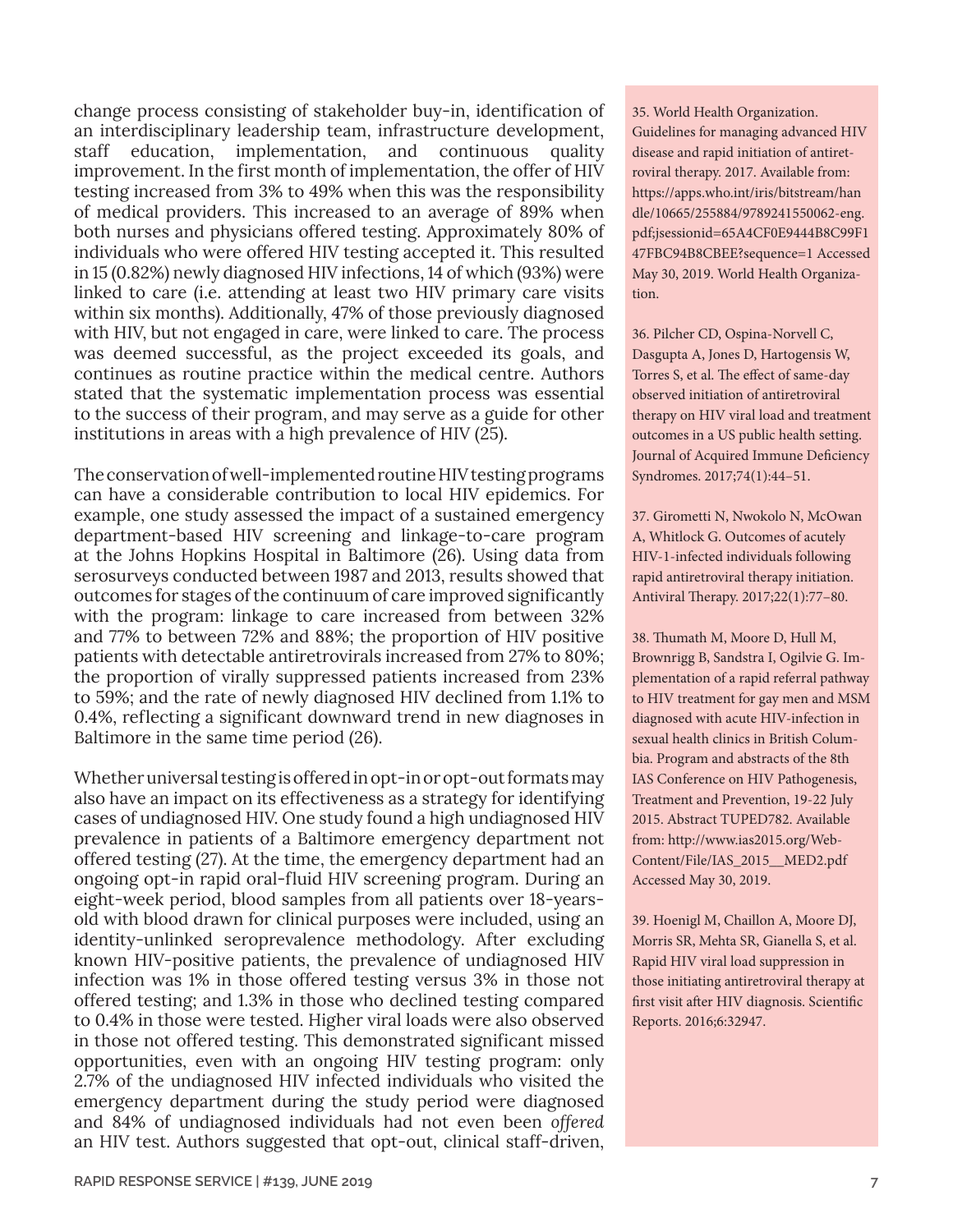change process consisting of stakeholder buy-in, identification of an interdisciplinary leadership team, infrastructure development, staff education, implementation, and continuous quality improvement. In the first month of implementation, the offer of HIV testing increased from 3% to 49% when this was the responsibility of medical providers. This increased to an average of 89% when both nurses and physicians offered testing. Approximately 80% of individuals who were offered HIV testing accepted it. This resulted in 15 (0.82%) newly diagnosed HIV infections, 14 of which (93%) were linked to care (i.e. attending at least two HIV primary care visits within six months). Additionally, 47% of those previously diagnosed with HIV, but not engaged in care, were linked to care. The process was deemed successful, as the project exceeded its goals, and continues as routine practice within the medical centre. Authors stated that the systematic implementation process was essential to the success of their program, and may serve as a guide for other institutions in areas with a high prevalence of HIV (25).

The conservation of well-implemented routine HIV testing programs can have a considerable contribution to local HIV epidemics. For example, one study assessed the impact of a sustained emergency department-based HIV screening and linkage-to-care program at the Johns Hopkins Hospital in Baltimore (26). Using data from serosurveys conducted between 1987 and 2013, results showed that outcomes for stages of the continuum of care improved significantly with the program: linkage to care increased from between 32% and 77% to between 72% and 88%; the proportion of HIV positive patients with detectable antiretrovirals increased from 27% to 80%; the proportion of virally suppressed patients increased from 23% to 59%; and the rate of newly diagnosed HIV declined from 1.1% to 0.4%, reflecting a significant downward trend in new diagnoses in Baltimore in the same time period (26).

Whether universal testing is offered in opt-in or opt-out formats may also have an impact on its effectiveness as a strategy for identifying cases of undiagnosed HIV. One study found a high undiagnosed HIV prevalence in patients of a Baltimore emergency department not offered testing (27). At the time, the emergency department had an ongoing opt-in rapid oral-fluid HIV screening program. During an eight-week period, blood samples from all patients over 18-years-old with blood drawn for clinical purposes were included, using an identity-unlinked seroprevalence methodology. After excluding known HIV-positive patients, the prevalence of undiagnosed HIV infection was 1% in those offered testing versus 3% in those not offered testing; and 1.3% in those who declined testing compared to 0.4% in those were tested. Higher viral loads were also observed in those not offered testing. This demonstrated significant missed opportunities, even with an ongoing HIV testing program: only 2.7% of the undiagnosed HIV infected individuals who visited the emergency department during the study period were diagnosed and 84% of undiagnosed individuals had not even been *offered* an HIV test. Authors suggested that opt-out, clinical staff-driven,

35. World Health Organization. Guidelines for managing advanced HIV disease and rapid initiation of antiretroviral therapy. 2017. Available from: https://apps.who.int/iris/bitstream/handle/10665/255884/9789241550062-eng.pdf;jsessionid=65A4CF0E9444B8C99F147FBC94B8CBEE?sequence=1 Accessed May 30, 2019. World Health Organization.

36. Pilcher CD, Ospina-Norvell C, Dasgupta A, Jones D, Hartogensis W, Torres S, et al. The effect of same-day observed initiation of antiretroviral therapy on HIV viral load and treatment outcomes in a US public health setting. Journal of Acquired Immune Deficiency Syndromes. 2017;74(1):44–51.

37. Girometti N, Nwokolo N, McOwan A, Whitlock G. Outcomes of acutely HIV-1-infected individuals following rapid antiretroviral therapy initiation. Antiviral Therapy. 2017;22(1):77–80.

38. Thumath M, Moore D, Hull M, Brownrigg B, Sandstra I, Ogilvie G. Implementation of a rapid referral pathway to HIV treatment for gay men and MSM diagnosed with acute HIV-infection in sexual health clinics in British Columbia. Program and abstracts of the 8th IAS Conference on HIV Pathogenesis, Treatment and Prevention, 19-22 July 2015. Abstract TUPED782. Available from: http://www.ias2015.org/WebContent/File/IAS_2015__MED2.pdf Accessed May 30, 2019.

39. Hoenigl M, Chaillon A, Moore DJ, Morris SR, Mehta SR, Gianella S, et al. Rapid HIV viral load suppression in those initiating antiretroviral therapy at first visit after HIV diagnosis. Scientific Reports. 2016;6:32947.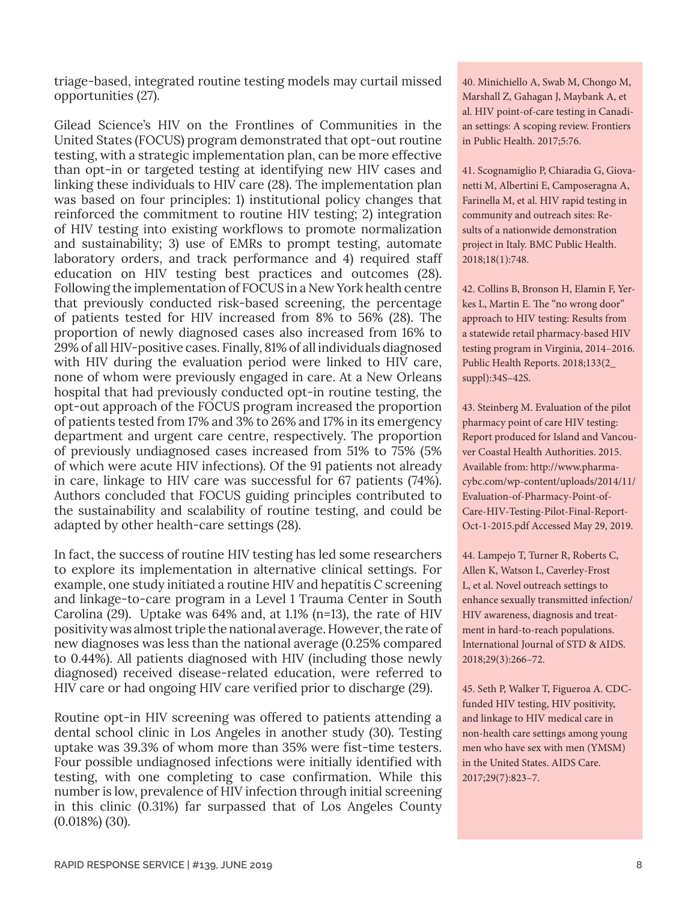triage-based, integrated routine testing models may curtail missed opportunities (27).

Gilead Science's HIV on the Frontlines of Communities in the United States (FOCUS) program demonstrated that opt-out routine testing, with a strategic implementation plan, can be more effective than opt-in or targeted testing at identifying new HIV cases and linking these individuals to HIV care (28). The implementation plan was based on four principles: 1) institutional policy changes that reinforced the commitment to routine HIV testing; 2) integration of HIV testing into existing workflows to promote normalization and sustainability; 3) use of EMRs to prompt testing, automate laboratory orders, and track performance and 4) required staff education on HIV testing best practices and outcomes (28). Following the implementation of FOCUS in a New York health centre that previously conducted risk-based screening, the percentage of patients tested for HIV increased from 8% to 56% (28). The proportion of newly diagnosed cases also increased from 16% to 29% of all HIV-positive cases. Finally, 81% of all individuals diagnosed with HIV during the evaluation period were linked to HIV care, none of whom were previously engaged in care. At a New Orleans hospital that had previously conducted opt-in routine testing, the opt-out approach of the FOCUS program increased the proportion of patients tested from 17% and 3% to 26% and 17% in its emergency department and urgent care centre, respectively. The proportion of previously undiagnosed cases increased from 51% to 75% (5% of which were acute HIV infections). Of the 91 patients not already in care, linkage to HIV care was successful for 67 patients (74%). Authors concluded that FOCUS guiding principles contributed to the sustainability and scalability of routine testing, and could be adapted by other health-care settings (28).

In fact, the success of routine HIV testing has led some researchers to explore its implementation in alternative clinical settings. For example, one study initiated a routine HIV and hepatitis C screening and linkage-to-care program in a Level 1 Trauma Center in South Carolina (29). Uptake was 64% and, at 1.1% (n=13), the rate of HIV positivity was almost triple the national average. However, the rate of new diagnoses was less than the national average (0.25% compared to 0.44%). All patients diagnosed with HIV (including those newly diagnosed) received disease-related education, were referred to HIV care or had ongoing HIV care verified prior to discharge (29).

Routine opt-in HIV screening was offered to patients attending a dental school clinic in Los Angeles in another study (30). Testing uptake was 39.3% of whom more than 35% were fist-time testers. Four possible undiagnosed infections were initially identified with testing, with one completing to case confirmation. While this number is low, prevalence of HIV infection through initial screening in this clinic (0.31%) far surpassed that of Los Angeles County (0.018%) (30).

40. Minichiello A, Swab M, Chongo M, Marshall Z, Gahagan J, Maybank A, et al. HIV point-of-care testing in Canadian settings: A scoping review. Frontiers in Public Health. 2017;5:76.

41. Scognamiglio P, Chiaradia G, Giovanetti M, Albertini E, Camposeragna A, Farinella M, et al. HIV rapid testing in community and outreach sites: Results of a nationwide demonstration project in Italy. BMC Public Health. 2018;18(1):748.

42. Collins B, Bronson H, Elamin F, Yerkes L, Martin E. The "no wrong door" approach to HIV testing: Results from a statewide retail pharmacy-based HIV testing program in Virginia, 2014–2016. Public Health Reports. 2018;133(2_suppl):34S–42S.

43. Steinberg M. Evaluation of the pilot pharmacy point of care HIV testing: Report produced for Island and Vancouver Coastal Health Authorities. 2015. Available from: http://www.pharmacybc.com/wp-content/uploads/2014/11/Evaluation-of-Pharmacy-Point-of-Care-HIV-Testing-Pilot-Final-Report-Oct-1-2015.pdf Accessed May 29, 2019.

44. Lampejo T, Turner R, Roberts C, Allen K, Watson L, Caverley-Frost L, et al. Novel outreach settings to enhance sexually transmitted infection/HIV awareness, diagnosis and treatment in hard-to-reach populations. International Journal of STD & AIDS. 2018;29(3):266–72.

45. Seth P, Walker T, Figueroa A. CDC-funded HIV testing, HIV positivity, and linkage to HIV medical care in non-health care settings among young men who have sex with men (YMSM) in the United States. AIDS Care. 2017;29(7):823–7.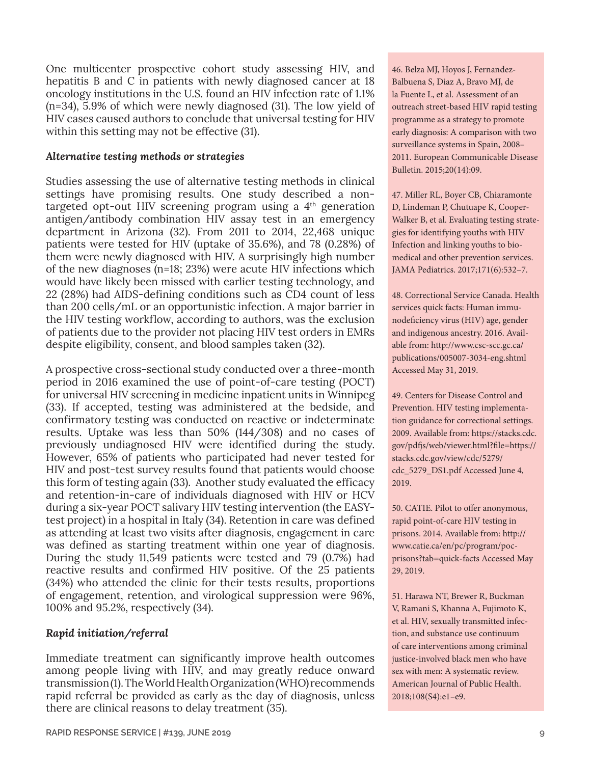One multicenter prospective cohort study assessing HIV, and hepatitis B and C in patients with newly diagnosed cancer at 18 oncology institutions in the U.S. found an HIV infection rate of 1.1% (n=34), 5.9% of which were newly diagnosed (31). The low yield of HIV cases caused authors to conclude that universal testing for HIV within this setting may not be effective (31).

### *Alternative testing methods or strategies*

Studies assessing the use of alternative testing methods in clinical settings have promising results. One study described a non-targeted opt-out HIV screening program using a 4th generation antigen/antibody combination HIV assay test in an emergency department in Arizona (32). From 2011 to 2014, 22,468 unique patients were tested for HIV (uptake of 35.6%), and 78 (0.28%) of them were newly diagnosed with HIV. A surprisingly high number of the new diagnoses (n=18; 23%) were acute HIV infections which would have likely been missed with earlier testing technology, and 22 (28%) had AIDS-defining conditions such as CD4 count of less than 200 cells/mL or an opportunistic infection. A major barrier in the HIV testing workflow, according to authors, was the exclusion of patients due to the provider not placing HIV test orders in EMRs despite eligibility, consent, and blood samples taken (32).

A prospective cross-sectional study conducted over a three-month period in 2016 examined the use of point-of-care testing (POCT) for universal HIV screening in medicine inpatient units in Winnipeg (33). If accepted, testing was administered at the bedside, and confirmatory testing was conducted on reactive or indeterminate results. Uptake was less than 50% (144/308) and no cases of previously undiagnosed HIV were identified during the study. However, 65% of patients who participated had never tested for HIV and post-test survey results found that patients would choose this form of testing again (33). Another study evaluated the efficacy and retention-in-care of individuals diagnosed with HIV or HCV during a six-year POCT salivary HIV testing intervention (the EASY-test project) in a hospital in Italy (34). Retention in care was defined as attending at least two visits after diagnosis, engagement in care was defined as starting treatment within one year of diagnosis. During the study 11,549 patients were tested and 79 (0.7%) had reactive results and confirmed HIV positive. Of the 25 patients (34%) who attended the clinic for their tests results, proportions of engagement, retention, and virological suppression were 96%, 100% and 95.2%, respectively (34).

### *Rapid initiation/referral*

Immediate treatment can significantly improve health outcomes among people living with HIV, and may greatly reduce onward transmission (1). The World Health Organization (WHO) recommends rapid referral be provided as early as the day of diagnosis, unless there are clinical reasons to delay treatment (35).

46. Belza MJ, Hoyos J, Fernandez-Balbuena S, Diaz A, Bravo MJ, de la Fuente L, et al. Assessment of an outreach street-based HIV rapid testing programme as a strategy to promote early diagnosis: A comparison with two surveillance systems in Spain, 2008–2011. European Communicable Disease Bulletin. 2015;20(14):09.

47. Miller RL, Boyer CB, Chiaramonte D, Lindeman P, Chutuape K, Cooper-Walker B, et al. Evaluating testing strategies for identifying youths with HIV Infection and linking youths to biomedical and other prevention services. JAMA Pediatrics. 2017;171(6):532–7.

48. Correctional Service Canada. Health services quick facts: Human immunodeficiency virus (HIV) age, gender and indigenous ancestry. 2016. Available from: http://www.csc-scc.gc.ca/publications/005007-3034-eng.shtml Accessed May 31, 2019.

49. Centers for Disease Control and Prevention. HIV testing implementation guidance for correctional settings. 2009. Available from: https://stacks.cdc.gov/pdfjs/web/viewer.html?file=https://stacks.cdc.gov/view/cdc/5279/cdc_5279_DS1.pdf Accessed June 4, 2019.

50. CATIE. Pilot to offer anonymous, rapid point-of-care HIV testing in prisons. 2014. Available from: http://www.catie.ca/en/pc/program/poc-prisons?tab=quick-facts Accessed May 29, 2019.

51. Harawa NT, Brewer R, Buckman V, Ramani S, Khanna A, Fujimoto K, et al. HIV, sexually transmitted infection, and substance use continuum of care interventions among criminal justice-involved black men who have sex with men: A systematic review. American Journal of Public Health. 2018;108(S4):e1–e9.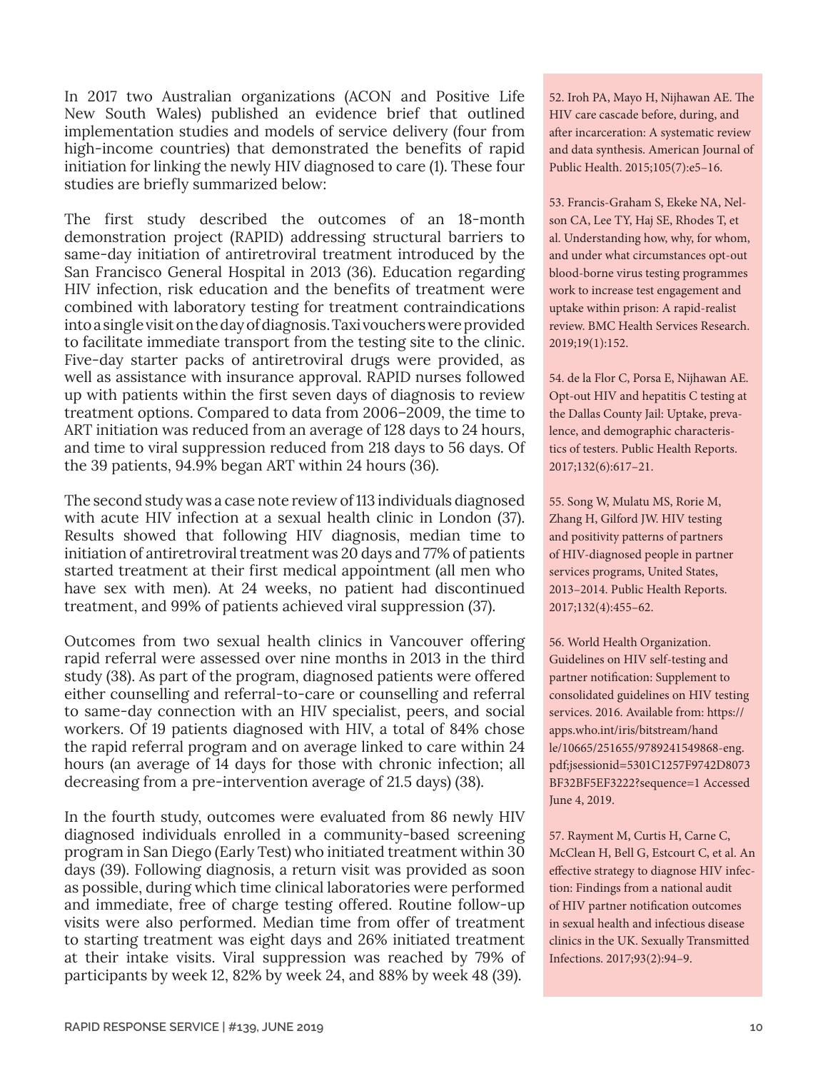In 2017 two Australian organizations (ACON and Positive Life New South Wales) published an evidence brief that outlined implementation studies and models of service delivery (four from high-income countries) that demonstrated the benefits of rapid initiation for linking the newly HIV diagnosed to care (1). These four studies are briefly summarized below:

The first study described the outcomes of an 18-month demonstration project (RAPID) addressing structural barriers to same-day initiation of antiretroviral treatment introduced by the San Francisco General Hospital in 2013 (36). Education regarding HIV infection, risk education and the benefits of treatment were combined with laboratory testing for treatment contraindications into a single visit on the day of diagnosis. Taxi vouchers were provided to facilitate immediate transport from the testing site to the clinic. Five-day starter packs of antiretroviral drugs were provided, as well as assistance with insurance approval. RAPID nurses followed up with patients within the first seven days of diagnosis to review treatment options. Compared to data from 2006–2009, the time to ART initiation was reduced from an average of 128 days to 24 hours, and time to viral suppression reduced from 218 days to 56 days. Of the 39 patients, 94.9% began ART within 24 hours (36).

The second study was a case note review of 113 individuals diagnosed with acute HIV infection at a sexual health clinic in London (37). Results showed that following HIV diagnosis, median time to initiation of antiretroviral treatment was 20 days and 77% of patients started treatment at their first medical appointment (all men who have sex with men). At 24 weeks, no patient had discontinued treatment, and 99% of patients achieved viral suppression (37).

Outcomes from two sexual health clinics in Vancouver offering rapid referral were assessed over nine months in 2013 in the third study (38). As part of the program, diagnosed patients were offered either counselling and referral-to-care or counselling and referral to same-day connection with an HIV specialist, peers, and social workers. Of 19 patients diagnosed with HIV, a total of 84% chose the rapid referral program and on average linked to care within 24 hours (an average of 14 days for those with chronic infection; all decreasing from a pre-intervention average of 21.5 days) (38).

In the fourth study, outcomes were evaluated from 86 newly HIV diagnosed individuals enrolled in a community-based screening program in San Diego (Early Test) who initiated treatment within 30 days (39). Following diagnosis, a return visit was provided as soon as possible, during which time clinical laboratories were performed and immediate, free of charge testing offered. Routine follow-up visits were also performed. Median time from offer of treatment to starting treatment was eight days and 26% initiated treatment at their intake visits. Viral suppression was reached by 79% of participants by week 12, 82% by week 24, and 88% by week 48 (39).

52. Iroh PA, Mayo H, Nijhawan AE. The HIV care cascade before, during, and after incarceration: A systematic review and data synthesis. American Journal of Public Health. 2015;105(7):e5–16.

53. Francis-Graham S, Ekeke NA, Nelson CA, Lee TY, Haj SE, Rhodes T, et al. Understanding how, why, for whom, and under what circumstances opt-out blood-borne virus testing programmes work to increase test engagement and uptake within prison: A rapid-realist review. BMC Health Services Research. 2019;19(1):152.

54. de la Flor C, Porsa E, Nijhawan AE. Opt-out HIV and hepatitis C testing at the Dallas County Jail: Uptake, prevalence, and demographic characteristics of testers. Public Health Reports. 2017;132(6):617–21.

55. Song W, Mulatu MS, Rorie M, Zhang H, Gilford JW. HIV testing and positivity patterns of partners of HIV-diagnosed people in partner services programs, United States, 2013–2014. Public Health Reports. 2017;132(4):455–62.

56. World Health Organization. Guidelines on HIV self-testing and partner notification: Supplement to consolidated guidelines on HIV testing services. 2016. Available from: https://apps.who.int/iris/bitstream/handle/10665/251655/9789241549868-eng.pdf;jsessionid=5301C1257F9742D8073BF32BF5EF3222?sequence=1 Accessed June 4, 2019.

57. Rayment M, Curtis H, Carne C, McClean H, Bell G, Estcourt C, et al. An effective strategy to diagnose HIV infection: Findings from a national audit of HIV partner notification outcomes in sexual health and infectious disease clinics in the UK. Sexually Transmitted Infections. 2017;93(2):94–9.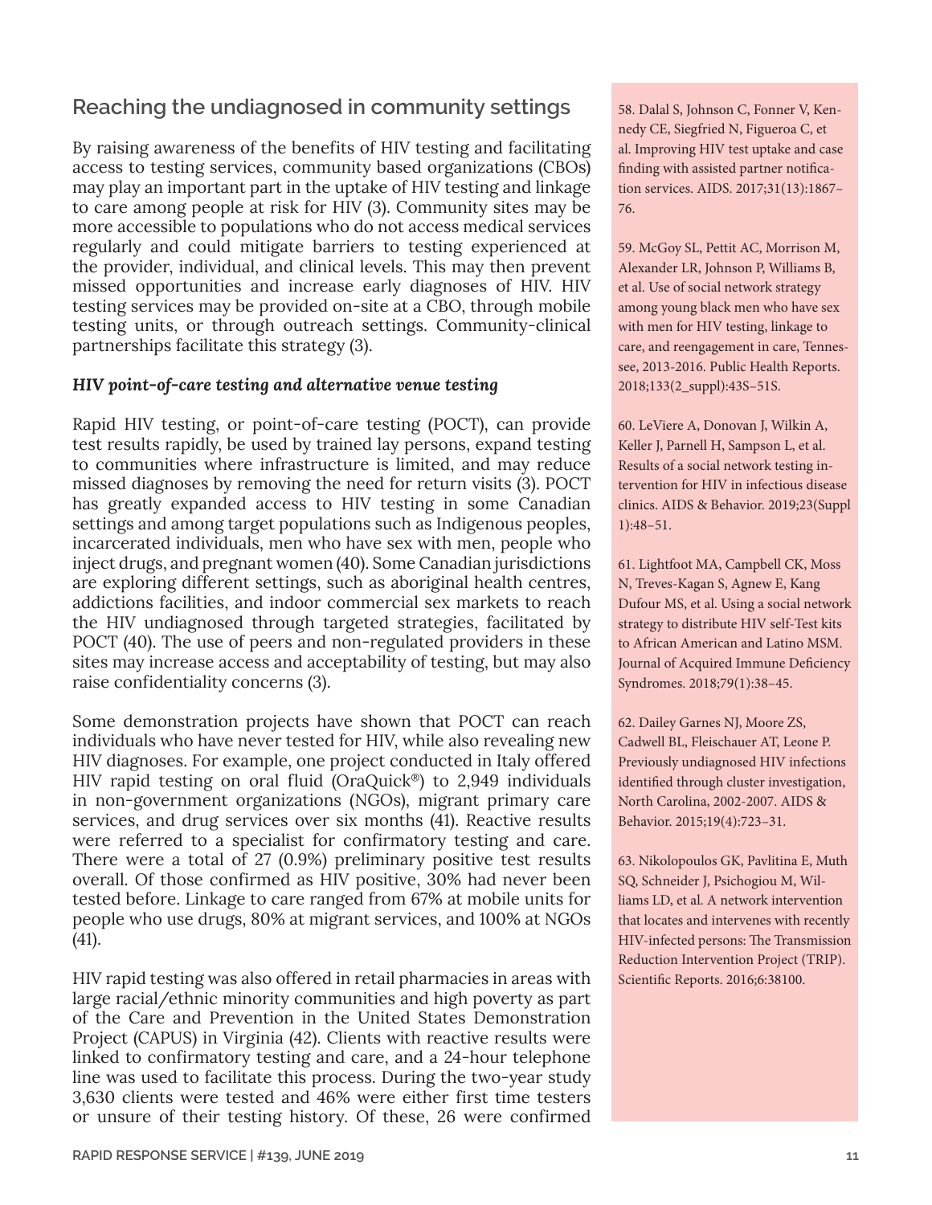## Reaching the undiagnosed in community settings

By raising awareness of the benefits of HIV testing and facilitating access to testing services, community based organizations (CBOs) may play an important part in the uptake of HIV testing and linkage to care among people at risk for HIV (3). Community sites may be more accessible to populations who do not access medical services regularly and could mitigate barriers to testing experienced at the provider, individual, and clinical levels. This may then prevent missed opportunities and increase early diagnoses of HIV. HIV testing services may be provided on-site at a CBO, through mobile testing units, or through outreach settings. Community-clinical partnerships facilitate this strategy (3).

### *HIV point-of-care testing and alternative venue testing*

Rapid HIV testing, or point-of-care testing (POCT), can provide test results rapidly, be used by trained lay persons, expand testing to communities where infrastructure is limited, and may reduce missed diagnoses by removing the need for return visits (3). POCT has greatly expanded access to HIV testing in some Canadian settings and among target populations such as Indigenous peoples, incarcerated individuals, men who have sex with men, people who inject drugs, and pregnant women (40). Some Canadian jurisdictions are exploring different settings, such as aboriginal health centres, addictions facilities, and indoor commercial sex markets to reach the HIV undiagnosed through targeted strategies, facilitated by POCT (40). The use of peers and non-regulated providers in these sites may increase access and acceptability of testing, but may also raise confidentiality concerns (3).

Some demonstration projects have shown that POCT can reach individuals who have never tested for HIV, while also revealing new HIV diagnoses. For example, one project conducted in Italy offered HIV rapid testing on oral fluid (OraQuick®) to 2,949 individuals in non-government organizations (NGOs), migrant primary care services, and drug services over six months (41). Reactive results were referred to a specialist for confirmatory testing and care. There were a total of 27 (0.9%) preliminary positive test results overall. Of those confirmed as HIV positive, 30% had never been tested before. Linkage to care ranged from 67% at mobile units for people who use drugs, 80% at migrant services, and 100% at NGOs (41).

HIV rapid testing was also offered in retail pharmacies in areas with large racial/ethnic minority communities and high poverty as part of the Care and Prevention in the United States Demonstration Project (CAPUS) in Virginia (42). Clients with reactive results were linked to confirmatory testing and care, and a 24-hour telephone line was used to facilitate this process. During the two-year study 3,630 clients were tested and 46% were either first time testers or unsure of their testing history. Of these, 26 were confirmed

58. Dalal S, Johnson C, Fonner V, Kennedy CE, Siegfried N, Figueroa C, et al. Improving HIV test uptake and case finding with assisted partner notification services. AIDS. 2017;31(13):1867–76.

59. McGoy SL, Pettit AC, Morrison M, Alexander LR, Johnson P, Williams B, et al. Use of social network strategy among young black men who have sex with men for HIV testing, linkage to care, and reengagement in care, Tennessee, 2013-2016. Public Health Reports. 2018;133(2_suppl):43S–51S.

60. LeViere A, Donovan J, Wilkin A, Keller J, Parnell H, Sampson L, et al. Results of a social network testing intervention for HIV in infectious disease clinics. AIDS & Behavior. 2019;23(Suppl 1):48–51.

61. Lightfoot MA, Campbell CK, Moss N, Treves-Kagan S, Agnew E, Kang Dufour MS, et al. Using a social network strategy to distribute HIV self-Test kits to African American and Latino MSM. Journal of Acquired Immune Deficiency Syndromes. 2018;79(1):38–45.

62. Dailey Garnes NJ, Moore ZS, Cadwell BL, Fleischauer AT, Leone P. Previously undiagnosed HIV infections identified through cluster investigation, North Carolina, 2002-2007. AIDS & Behavior. 2015;19(4):723–31.

63. Nikolopoulos GK, Pavlitina E, Muth SQ, Schneider J, Psichogiou M, Williams LD, et al. A network intervention that locates and intervenes with recently HIV-infected persons: The Transmission Reduction Intervention Project (TRIP). Scientific Reports. 2016;6:38100.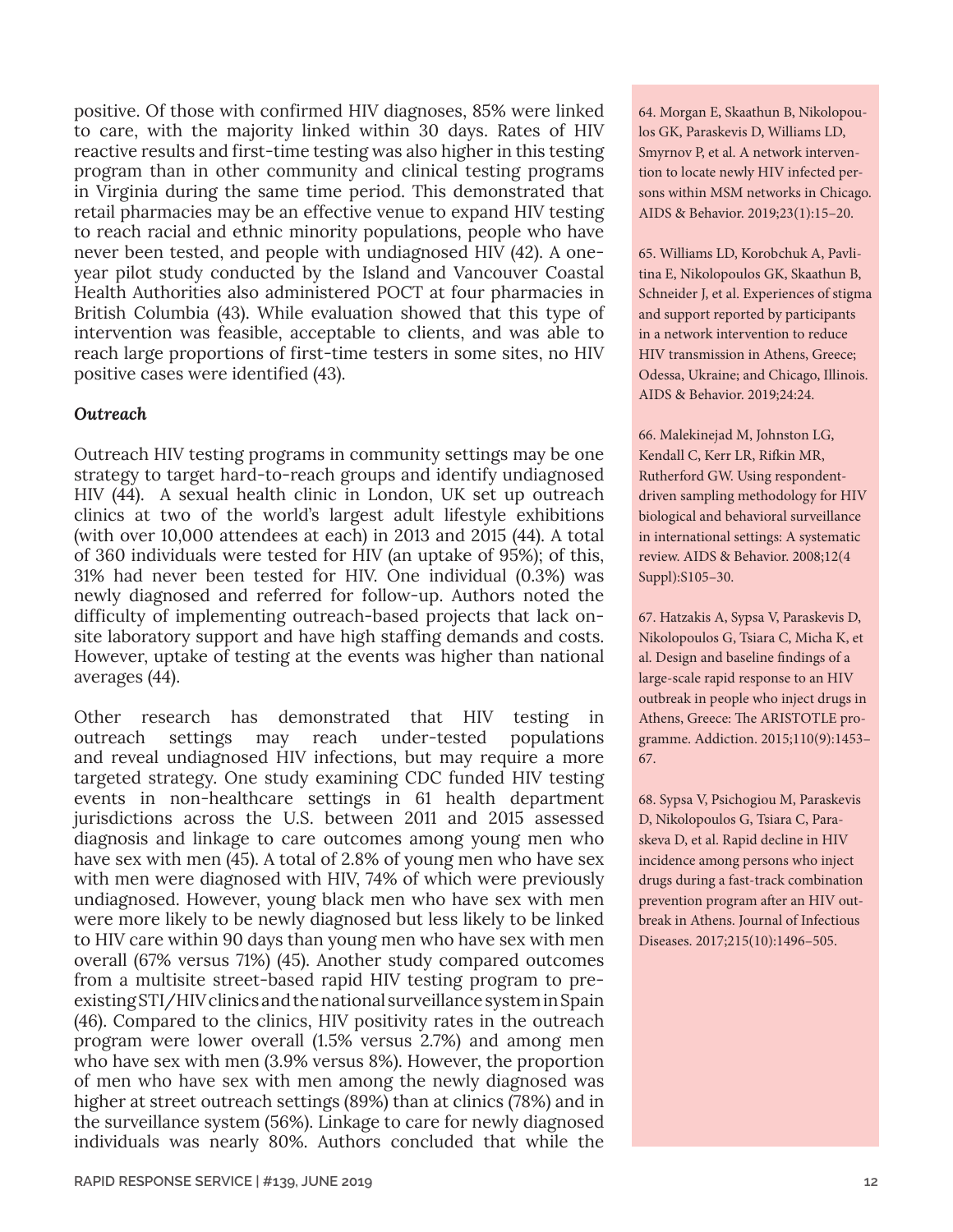positive. Of those with confirmed HIV diagnoses, 85% were linked to care, with the majority linked within 30 days. Rates of HIV reactive results and first-time testing was also higher in this testing program than in other community and clinical testing programs in Virginia during the same time period. This demonstrated that retail pharmacies may be an effective venue to expand HIV testing to reach racial and ethnic minority populations, people who have never been tested, and people with undiagnosed HIV (42). A one-year pilot study conducted by the Island and Vancouver Coastal Health Authorities also administered POCT at four pharmacies in British Columbia (43). While evaluation showed that this type of intervention was feasible, acceptable to clients, and was able to reach large proportions of first-time testers in some sites, no HIV positive cases were identified (43).

### *Outreach*

Outreach HIV testing programs in community settings may be one strategy to target hard-to-reach groups and identify undiagnosed HIV (44). A sexual health clinic in London, UK set up outreach clinics at two of the world's largest adult lifestyle exhibitions (with over 10,000 attendees at each) in 2013 and 2015 (44). A total of 360 individuals were tested for HIV (an uptake of 95%); of this, 31% had never been tested for HIV. One individual (0.3%) was newly diagnosed and referred for follow-up. Authors noted the difficulty of implementing outreach-based projects that lack on-site laboratory support and have high staffing demands and costs. However, uptake of testing at the events was higher than national averages (44).

Other research has demonstrated that HIV testing in outreach settings may reach under-tested populations and reveal undiagnosed HIV infections, but may require a more targeted strategy. One study examining CDC funded HIV testing events in non-healthcare settings in 61 health department jurisdictions across the U.S. between 2011 and 2015 assessed diagnosis and linkage to care outcomes among young men who have sex with men (45). A total of 2.8% of young men who have sex with men were diagnosed with HIV, 74% of which were previously undiagnosed. However, young black men who have sex with men were more likely to be newly diagnosed but less likely to be linked to HIV care within 90 days than young men who have sex with men overall (67% versus 71%) (45). Another study compared outcomes from a multisite street-based rapid HIV testing program to pre-existing STI/HIV clinics and the national surveillance system in Spain (46). Compared to the clinics, HIV positivity rates in the outreach program were lower overall (1.5% versus 2.7%) and among men who have sex with men (3.9% versus 8%). However, the proportion of men who have sex with men among the newly diagnosed was higher at street outreach settings (89%) than at clinics (78%) and in the surveillance system (56%). Linkage to care for newly diagnosed individuals was nearly 80%. Authors concluded that while the

64. Morgan E, Skaathun B, Nikolopoulos GK, Paraskevis D, Williams LD, Smyrnov P, et al. A network intervention to locate newly HIV infected persons within MSM networks in Chicago. AIDS & Behavior. 2019;23(1):15–20.

65. Williams LD, Korobchuk A, Pavlitina E, Nikolopoulos GK, Skaathun B, Schneider J, et al. Experiences of stigma and support reported by participants in a network intervention to reduce HIV transmission in Athens, Greece; Odessa, Ukraine; and Chicago, Illinois. AIDS & Behavior. 2019;24:24.

66. Malekinejad M, Johnston LG, Kendall C, Kerr LR, Rifkin MR, Rutherford GW. Using respondent-driven sampling methodology for HIV biological and behavioral surveillance in international settings: A systematic review. AIDS & Behavior. 2008;12(4 Suppl):S105–30.

67. Hatzakis A, Sypsa V, Paraskevis D, Nikolopoulos G, Tsiara C, Micha K, et al. Design and baseline findings of a large-scale rapid response to an HIV outbreak in people who inject drugs in Athens, Greece: The ARISTOTLE programme. Addiction. 2015;110(9):1453–67.

68. Sypsa V, Psichogiou M, Paraskevis D, Nikolopoulos G, Tsiara C, Paraskeva D, et al. Rapid decline in HIV incidence among persons who inject drugs during a fast-track combination prevention program after an HIV outbreak in Athens. Journal of Infectious Diseases. 2017;215(10):1496–505.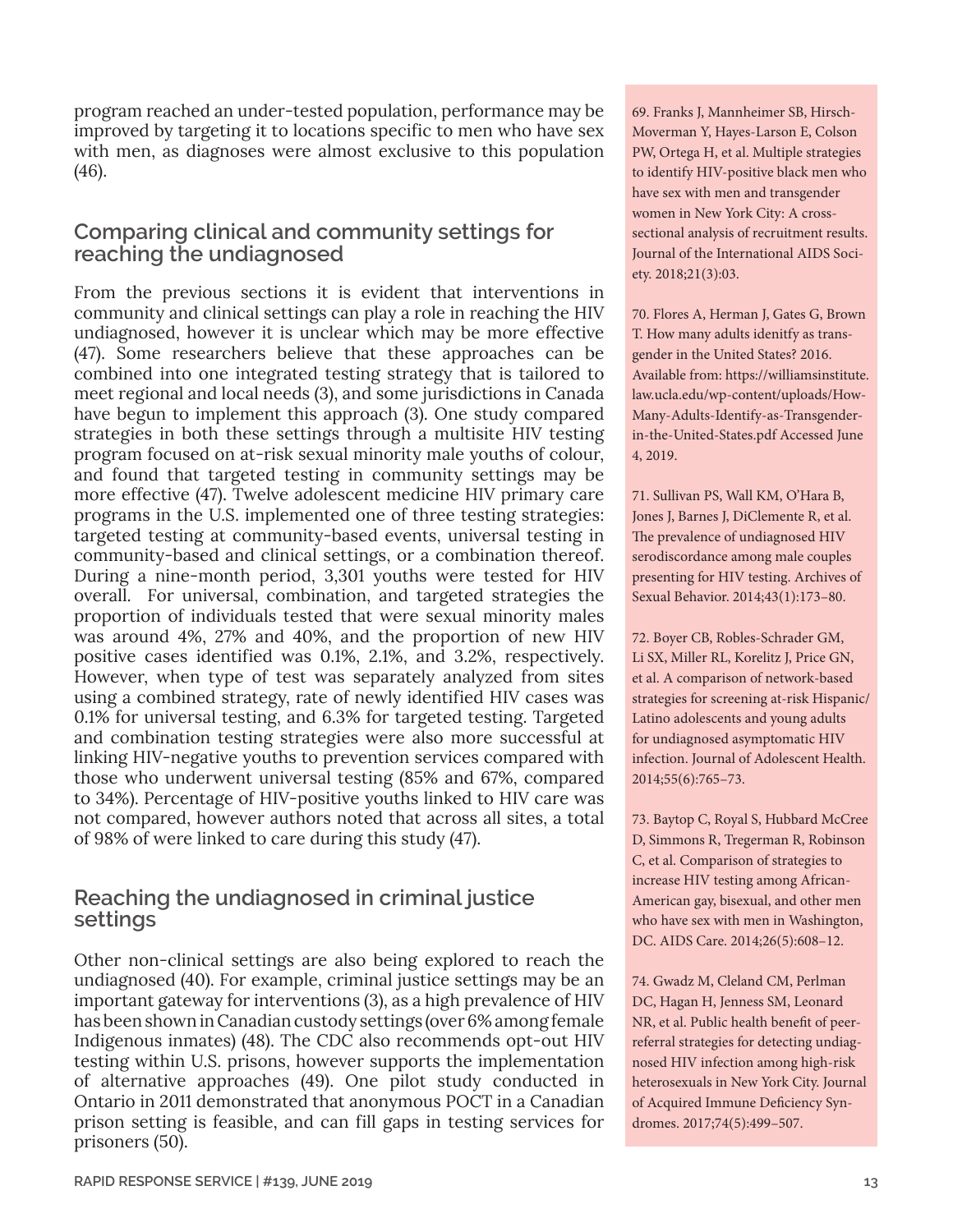program reached an under-tested population, performance may be improved by targeting it to locations specific to men who have sex with men, as diagnoses were almost exclusive to this population (46).

## Comparing clinical and community settings for reaching the undiagnosed

From the previous sections it is evident that interventions in community and clinical settings can play a role in reaching the HIV undiagnosed, however it is unclear which may be more effective (47). Some researchers believe that these approaches can be combined into one integrated testing strategy that is tailored to meet regional and local needs (3), and some jurisdictions in Canada have begun to implement this approach (3). One study compared strategies in both these settings through a multisite HIV testing program focused on at-risk sexual minority male youths of colour, and found that targeted testing in community settings may be more effective (47). Twelve adolescent medicine HIV primary care programs in the U.S. implemented one of three testing strategies: targeted testing at community-based events, universal testing in community-based and clinical settings, or a combination thereof. During a nine-month period, 3,301 youths were tested for HIV overall. For universal, combination, and targeted strategies the proportion of individuals tested that were sexual minority males was around 4%, 27% and 40%, and the proportion of new HIV positive cases identified was 0.1%, 2.1%, and 3.2%, respectively. However, when type of test was separately analyzed from sites using a combined strategy, rate of newly identified HIV cases was 0.1% for universal testing, and 6.3% for targeted testing. Targeted and combination testing strategies were also more successful at linking HIV-negative youths to prevention services compared with those who underwent universal testing (85% and 67%, compared to 34%). Percentage of HIV-positive youths linked to HIV care was not compared, however authors noted that across all sites, a total of 98% of were linked to care during this study (47).

## Reaching the undiagnosed in criminal justice settings

Other non-clinical settings are also being explored to reach the undiagnosed (40). For example, criminal justice settings may be an important gateway for interventions (3), as a high prevalence of HIV has been shown in Canadian custody settings (over 6% among female Indigenous inmates) (48). The CDC also recommends opt-out HIV testing within U.S. prisons, however supports the implementation of alternative approaches (49). One pilot study conducted in Ontario in 2011 demonstrated that anonymous POCT in a Canadian prison setting is feasible, and can fill gaps in testing services for prisoners (50).

69. Franks J, Mannheimer SB, Hirsch-Moverman Y, Hayes-Larson E, Colson PW, Ortega H, et al. Multiple strategies to identify HIV-positive black men who have sex with men and transgender women in New York City: A cross-sectional analysis of recruitment results. Journal of the International AIDS Society. 2018;21(3):03.

70. Flores A, Herman J, Gates G, Brown T. How many adults idenitfy as transgender in the United States? 2016. Available from: https://williamsinstitute.law.ucla.edu/wp-content/uploads/How-Many-Adults-Identify-as-Transgender-in-the-United-States.pdf Accessed June 4, 2019.

71. Sullivan PS, Wall KM, O'Hara B, Jones J, Barnes J, DiClemente R, et al. The prevalence of undiagnosed HIV serodiscordance among male couples presenting for HIV testing. Archives of Sexual Behavior. 2014;43(1):173–80.

72. Boyer CB, Robles-Schrader GM, Li SX, Miller RL, Korelitz J, Price GN, et al. A comparison of network-based strategies for screening at-risk Hispanic/Latino adolescents and young adults for undiagnosed asymptomatic HIV infection. Journal of Adolescent Health. 2014;55(6):765–73.

73. Baytop C, Royal S, Hubbard McCree D, Simmons R, Tregerman R, Robinson C, et al. Comparison of strategies to increase HIV testing among African-American gay, bisexual, and other men who have sex with men in Washington, DC. AIDS Care. 2014;26(5):608–12.

74. Gwadz M, Cleland CM, Perlman DC, Hagan H, Jenness SM, Leonard NR, et al. Public health benefit of peer-referral strategies for detecting undiagnosed HIV infection among high-risk heterosexuals in New York City. Journal of Acquired Immune Deficiency Syndromes. 2017;74(5):499–507.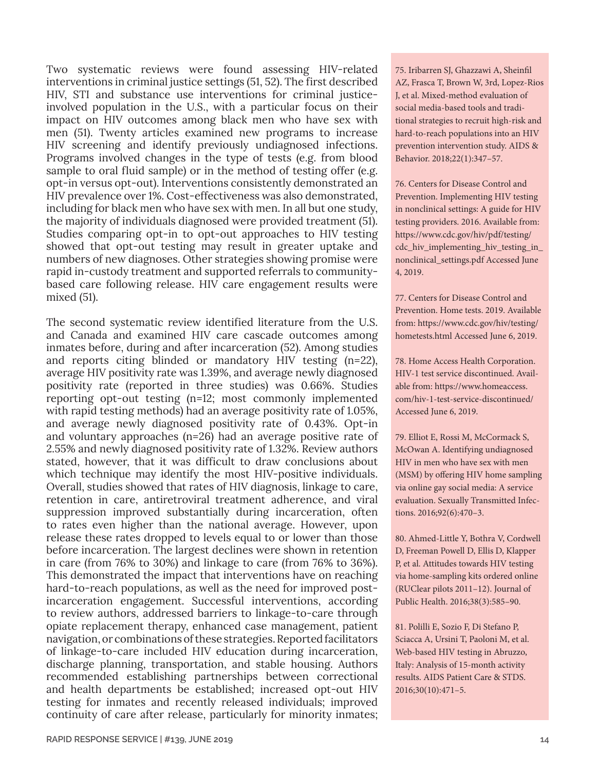Two systematic reviews were found assessing HIV-related interventions in criminal justice settings (51, 52). The first described HIV, STI and substance use interventions for criminal justice-involved population in the U.S., with a particular focus on their impact on HIV outcomes among black men who have sex with men (51). Twenty articles examined new programs to increase HIV screening and identify previously undiagnosed infections. Programs involved changes in the type of tests (e.g. from blood sample to oral fluid sample) or in the method of testing offer (e.g. opt-in versus opt-out). Interventions consistently demonstrated an HIV prevalence over 1%. Cost-effectiveness was also demonstrated, including for black men who have sex with men. In all but one study, the majority of individuals diagnosed were provided treatment (51). Studies comparing opt-in to opt-out approaches to HIV testing showed that opt-out testing may result in greater uptake and numbers of new diagnoses. Other strategies showing promise were rapid in-custody treatment and supported referrals to community-based care following release. HIV care engagement results were mixed (51).

The second systematic review identified literature from the U.S. and Canada and examined HIV care cascade outcomes among inmates before, during and after incarceration (52). Among studies and reports citing blinded or mandatory HIV testing (n=22), average HIV positivity rate was 1.39%, and average newly diagnosed positivity rate (reported in three studies) was 0.66%. Studies reporting opt-out testing (n=12; most commonly implemented with rapid testing methods) had an average positivity rate of 1.05%, and average newly diagnosed positivity rate of 0.43%. Opt-in and voluntary approaches (n=26) had an average positive rate of 2.55% and newly diagnosed positivity rate of 1.32%. Review authors stated, however, that it was difficult to draw conclusions about which technique may identify the most HIV-positive individuals. Overall, studies showed that rates of HIV diagnosis, linkage to care, retention in care, antiretroviral treatment adherence, and viral suppression improved substantially during incarceration, often to rates even higher than the national average. However, upon release these rates dropped to levels equal to or lower than those before incarceration. The largest declines were shown in retention in care (from 76% to 30%) and linkage to care (from 76% to 36%). This demonstrated the impact that interventions have on reaching hard-to-reach populations, as well as the need for improved post-incarceration engagement. Successful interventions, according to review authors, addressed barriers to linkage-to-care through opiate replacement therapy, enhanced case management, patient navigation, or combinations of these strategies. Reported facilitators of linkage-to-care included HIV education during incarceration, discharge planning, transportation, and stable housing. Authors recommended establishing partnerships between correctional and health departments be established; increased opt-out HIV testing for inmates and recently released individuals; improved continuity of care after release, particularly for minority inmates;

75. Iribarren SJ, Ghazzawi A, Sheinfil AZ, Frasca T, Brown W, 3rd, Lopez-Rios J, et al. Mixed-method evaluation of social media-based tools and traditional strategies to recruit high-risk and hard-to-reach populations into an HIV prevention intervention study. AIDS & Behavior. 2018;22(1):347–57.

76. Centers for Disease Control and Prevention. Implementing HIV testing in nonclinical settings: A guide for HIV testing providers. 2016. Available from: https://www.cdc.gov/hiv/pdf/testing/cdc_hiv_implementing_hiv_testing_in_nonclinical_settings.pdf Accessed June 4, 2019.

77. Centers for Disease Control and Prevention. Home tests. 2019. Available from: https://www.cdc.gov/hiv/testing/hometests.html Accessed June 6, 2019.

78. Home Access Health Corporation. HIV-1 test service discontinued. Available from: https://www.homeaccess.com/hiv-1-test-service-discontinued/ Accessed June 6, 2019.

79. Elliot E, Rossi M, McCormack S, McOwan A. Identifying undiagnosed HIV in men who have sex with men (MSM) by offering HIV home sampling via online gay social media: A service evaluation. Sexually Transmitted Infections. 2016;92(6):470–3.

80. Ahmed-Little Y, Bothra V, Cordwell D, Freeman Powell D, Ellis D, Klapper P, et al. Attitudes towards HIV testing via home-sampling kits ordered online (RUClear pilots 2011–12). Journal of Public Health. 2016;38(3):585–90.

81. Polilli E, Sozio F, Di Stefano P, Sciacca A, Ursini T, Paoloni M, et al. Web-based HIV testing in Abruzzo, Italy: Analysis of 15-month activity results. AIDS Patient Care & STDS. 2016;30(10):471–5.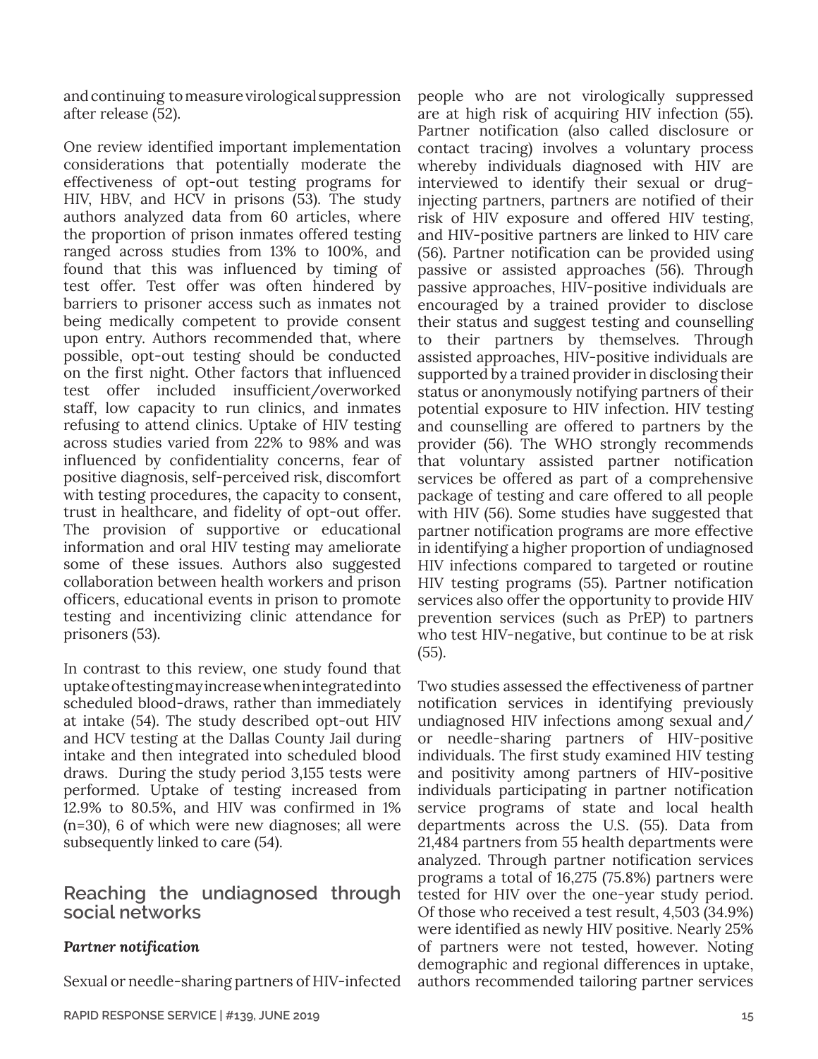and continuing to measure virological suppression after release (52).

One review identified important implementation considerations that potentially moderate the effectiveness of opt-out testing programs for HIV, HBV, and HCV in prisons (53). The study authors analyzed data from 60 articles, where the proportion of prison inmates offered testing ranged across studies from 13% to 100%, and found that this was influenced by timing of test offer. Test offer was often hindered by barriers to prisoner access such as inmates not being medically competent to provide consent upon entry. Authors recommended that, where possible, opt-out testing should be conducted on the first night. Other factors that influenced test offer included insufficient/overworked staff, low capacity to run clinics, and inmates refusing to attend clinics. Uptake of HIV testing across studies varied from 22% to 98% and was influenced by confidentiality concerns, fear of positive diagnosis, self-perceived risk, discomfort with testing procedures, the capacity to consent, trust in healthcare, and fidelity of opt-out offer. The provision of supportive or educational information and oral HIV testing may ameliorate some of these issues. Authors also suggested collaboration between health workers and prison officers, educational events in prison to promote testing and incentivizing clinic attendance for prisoners (53).

In contrast to this review, one study found that uptake of testing may increase when integrated into scheduled blood-draws, rather than immediately at intake (54). The study described opt-out HIV and HCV testing at the Dallas County Jail during intake and then integrated into scheduled blood draws. During the study period 3,155 tests were performed. Uptake of testing increased from 12.9% to 80.5%, and HIV was confirmed in 1% (n=30), 6 of which were new diagnoses; all were subsequently linked to care (54).

## Reaching the undiagnosed through social networks

### *Partner notification*

Sexual or needle-sharing partners of HIV-infected people who are not virologically suppressed are at high risk of acquiring HIV infection (55). Partner notification (also called disclosure or contact tracing) involves a voluntary process whereby individuals diagnosed with HIV are interviewed to identify their sexual or drug-injecting partners, partners are notified of their risk of HIV exposure and offered HIV testing, and HIV-positive partners are linked to HIV care (56). Partner notification can be provided using passive or assisted approaches (56). Through passive approaches, HIV-positive individuals are encouraged by a trained provider to disclose their status and suggest testing and counselling to their partners by themselves. Through assisted approaches, HIV-positive individuals are supported by a trained provider in disclosing their status or anonymously notifying partners of their potential exposure to HIV infection. HIV testing and counselling are offered to partners by the provider (56). The WHO strongly recommends that voluntary assisted partner notification services be offered as part of a comprehensive package of testing and care offered to all people with HIV (56). Some studies have suggested that partner notification programs are more effective in identifying a higher proportion of undiagnosed HIV infections compared to targeted or routine HIV testing programs (55). Partner notification services also offer the opportunity to provide HIV prevention services (such as PrEP) to partners who test HIV-negative, but continue to be at risk (55).

Two studies assessed the effectiveness of partner notification services in identifying previously undiagnosed HIV infections among sexual and/or needle-sharing partners of HIV-positive individuals. The first study examined HIV testing and positivity among partners of HIV-positive individuals participating in partner notification service programs of state and local health departments across the U.S. (55). Data from 21,484 partners from 55 health departments were analyzed. Through partner notification services programs a total of 16,275 (75.8%) partners were tested for HIV over the one-year study period. Of those who received a test result, 4,503 (34.9%) were identified as newly HIV positive. Nearly 25% of partners were not tested, however. Noting demographic and regional differences in uptake, authors recommended tailoring partner services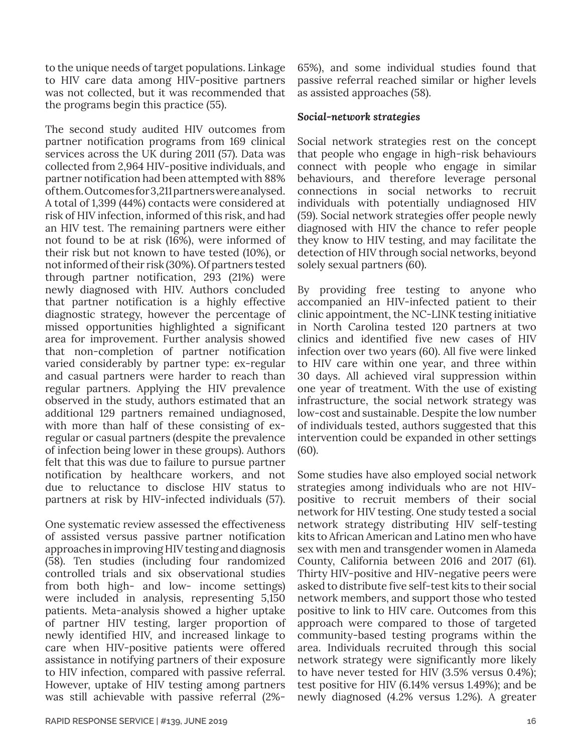to the unique needs of target populations. Linkage to HIV care data among HIV-positive partners was not collected, but it was recommended that the programs begin this practice (55).

The second study audited HIV outcomes from partner notification programs from 169 clinical services across the UK during 2011 (57). Data was collected from 2,964 HIV-positive individuals, and partner notification had been attempted with 88% of them. Outcomes for 3,211 partners were analysed. A total of 1,399 (44%) contacts were considered at risk of HIV infection, informed of this risk, and had an HIV test. The remaining partners were either not found to be at risk (16%), were informed of their risk but not known to have tested (10%), or not informed of their risk (30%). Of partners tested through partner notification, 293 (21%) were newly diagnosed with HIV. Authors concluded that partner notification is a highly effective diagnostic strategy, however the percentage of missed opportunities highlighted a significant area for improvement. Further analysis showed that non-completion of partner notification varied considerably by partner type: ex-regular and casual partners were harder to reach than regular partners. Applying the HIV prevalence observed in the study, authors estimated that an additional 129 partners remained undiagnosed, with more than half of these consisting of ex-regular or casual partners (despite the prevalence of infection being lower in these groups). Authors felt that this was due to failure to pursue partner notification by healthcare workers, and not due to reluctance to disclose HIV status to partners at risk by HIV-infected individuals (57).

One systematic review assessed the effectiveness of assisted versus passive partner notification approaches in improving HIV testing and diagnosis (58). Ten studies (including four randomized controlled trials and six observational studies from both high- and low- income settings) were included in analysis, representing 5,150 patients. Meta-analysis showed a higher uptake of partner HIV testing, larger proportion of newly identified HIV, and increased linkage to care when HIV-positive patients were offered assistance in notifying partners of their exposure to HIV infection, compared with passive referral. However, uptake of HIV testing among partners was still achievable with passive referral (2%-65%), and some individual studies found that passive referral reached similar or higher levels as assisted approaches (58).

***Social-network strategies***

Social network strategies rest on the concept that people who engage in high-risk behaviours connect with people who engage in similar behaviours, and therefore leverage personal connections in social networks to recruit individuals with potentially undiagnosed HIV (59). Social network strategies offer people newly diagnosed with HIV the chance to refer people they know to HIV testing, and may facilitate the detection of HIV through social networks, beyond solely sexual partners (60).

By providing free testing to anyone who accompanied an HIV-infected patient to their clinic appointment, the NC-LINK testing initiative in North Carolina tested 120 partners at two clinics and identified five new cases of HIV infection over two years (60). All five were linked to HIV care within one year, and three within 30 days. All achieved viral suppression within one year of treatment. With the use of existing infrastructure, the social network strategy was low-cost and sustainable. Despite the low number of individuals tested, authors suggested that this intervention could be expanded in other settings (60).

Some studies have also employed social network strategies among individuals who are not HIV-positive to recruit members of their social network for HIV testing. One study tested a social network strategy distributing HIV self-testing kits to African American and Latino men who have sex with men and transgender women in Alameda County, California between 2016 and 2017 (61). Thirty HIV-positive and HIV-negative peers were asked to distribute five self-test kits to their social network members, and support those who tested positive to link to HIV care. Outcomes from this approach were compared to those of targeted community-based testing programs within the area. Individuals recruited through this social network strategy were significantly more likely to have never tested for HIV (3.5% versus 0.4%); test positive for HIV (6.14% versus 1.49%); and be newly diagnosed (4.2% versus 1.2%). A greater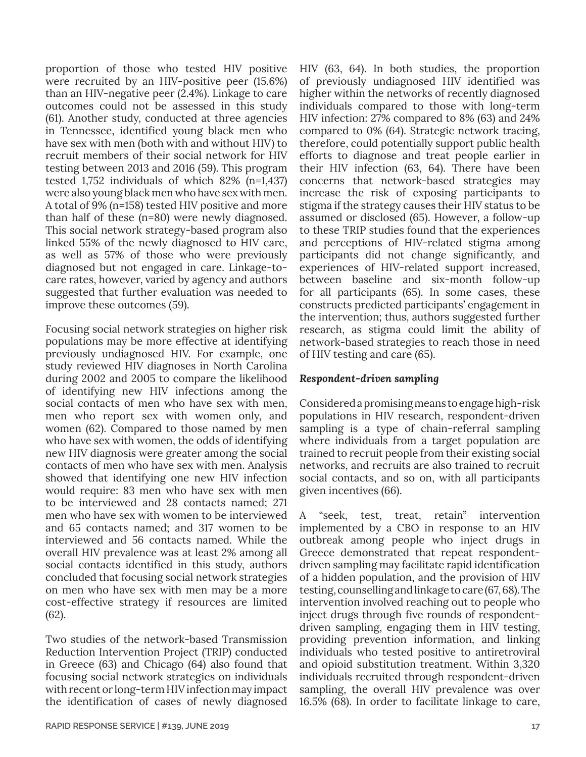proportion of those who tested HIV positive were recruited by an HIV-positive peer (15.6%) than an HIV-negative peer (2.4%). Linkage to care outcomes could not be assessed in this study (61). Another study, conducted at three agencies in Tennessee, identified young black men who have sex with men (both with and without HIV) to recruit members of their social network for HIV testing between 2013 and 2016 (59). This program tested 1,752 individuals of which 82% (n=1,437) were also young black men who have sex with men. A total of 9% (n=158) tested HIV positive and more than half of these (n=80) were newly diagnosed. This social network strategy-based program also linked 55% of the newly diagnosed to HIV care, as well as 57% of those who were previously diagnosed but not engaged in care. Linkage-to-care rates, however, varied by agency and authors suggested that further evaluation was needed to improve these outcomes (59).

Focusing social network strategies on higher risk populations may be more effective at identifying previously undiagnosed HIV. For example, one study reviewed HIV diagnoses in North Carolina during 2002 and 2005 to compare the likelihood of identifying new HIV infections among the social contacts of men who have sex with men, men who report sex with women only, and women (62). Compared to those named by men who have sex with women, the odds of identifying new HIV diagnosis were greater among the social contacts of men who have sex with men. Analysis showed that identifying one new HIV infection would require: 83 men who have sex with men to be interviewed and 28 contacts named; 271 men who have sex with women to be interviewed and 65 contacts named; and 317 women to be interviewed and 56 contacts named. While the overall HIV prevalence was at least 2% among all social contacts identified in this study, authors concluded that focusing social network strategies on men who have sex with men may be a more cost-effective strategy if resources are limited (62).

Two studies of the network-based Transmission Reduction Intervention Project (TRIP) conducted in Greece (63) and Chicago (64) also found that focusing social network strategies on individuals with recent or long-term HIV infection may impact the identification of cases of newly diagnosed HIV (63, 64). In both studies, the proportion of previously undiagnosed HIV identified was higher within the networks of recently diagnosed individuals compared to those with long-term HIV infection: 27% compared to 8% (63) and 24% compared to 0% (64). Strategic network tracing, therefore, could potentially support public health efforts to diagnose and treat people earlier in their HIV infection (63, 64). There have been concerns that network-based strategies may increase the risk of exposing participants to stigma if the strategy causes their HIV status to be assumed or disclosed (65). However, a follow-up to these TRIP studies found that the experiences and perceptions of HIV-related stigma among participants did not change significantly, and experiences of HIV-related support increased, between baseline and six-month follow-up for all participants (65). In some cases, these constructs predicted participants' engagement in the intervention; thus, authors suggested further research, as stigma could limit the ability of network-based strategies to reach those in need of HIV testing and care (65).

### *Respondent-driven sampling*

Considered a promising means to engage high-risk populations in HIV research, respondent-driven sampling is a type of chain-referral sampling where individuals from a target population are trained to recruit people from their existing social networks, and recruits are also trained to recruit social contacts, and so on, with all participants given incentives (66).

A "seek, test, treat, retain" intervention implemented by a CBO in response to an HIV outbreak among people who inject drugs in Greece demonstrated that repeat respondent-driven sampling may facilitate rapid identification of a hidden population, and the provision of HIV testing, counselling and linkage to care (67, 68). The intervention involved reaching out to people who inject drugs through five rounds of respondent-driven sampling, engaging them in HIV testing, providing prevention information, and linking individuals who tested positive to antiretroviral and opioid substitution treatment. Within 3,320 individuals recruited through respondent-driven sampling, the overall HIV prevalence was over 16.5% (68). In order to facilitate linkage to care,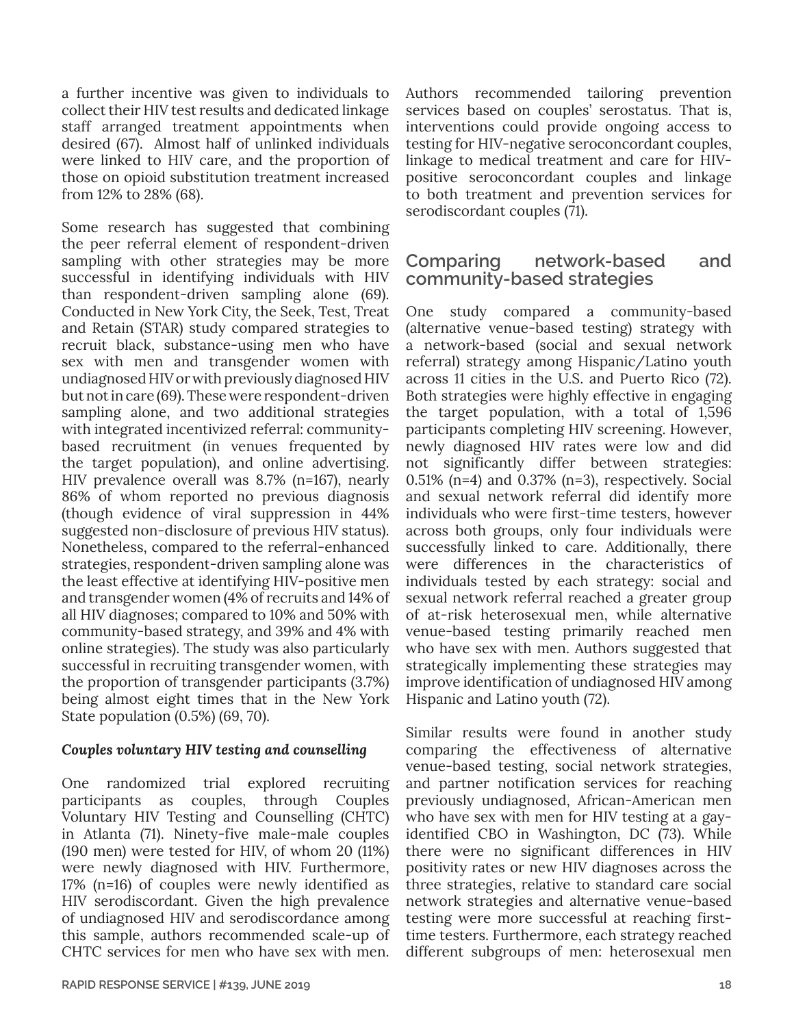a further incentive was given to individuals to collect their HIV test results and dedicated linkage staff arranged treatment appointments when desired (67). Almost half of unlinked individuals were linked to HIV care, and the proportion of those on opioid substitution treatment increased from 12% to 28% (68).

Some research has suggested that combining the peer referral element of respondent-driven sampling with other strategies may be more successful in identifying individuals with HIV than respondent-driven sampling alone (69). Conducted in New York City, the Seek, Test, Treat and Retain (STAR) study compared strategies to recruit black, substance-using men who have sex with men and transgender women with undiagnosed HIV or with previously diagnosed HIV but not in care (69). These were respondent-driven sampling alone, and two additional strategies with integrated incentivized referral: community-based recruitment (in venues frequented by the target population), and online advertising. HIV prevalence overall was 8.7% (n=167), nearly 86% of whom reported no previous diagnosis (though evidence of viral suppression in 44% suggested non-disclosure of previous HIV status). Nonetheless, compared to the referral-enhanced strategies, respondent-driven sampling alone was the least effective at identifying HIV-positive men and transgender women (4% of recruits and 14% of all HIV diagnoses; compared to 10% and 50% with community-based strategy, and 39% and 4% with online strategies). The study was also particularly successful in recruiting transgender women, with the proportion of transgender participants (3.7%) being almost eight times that in the New York State population (0.5%) (69, 70).

***Couples voluntary HIV testing and counselling***

One randomized trial explored recruiting participants as couples, through Couples Voluntary HIV Testing and Counselling (CHTC) in Atlanta (71). Ninety-five male-male couples (190 men) were tested for HIV, of whom 20 (11%) were newly diagnosed with HIV. Furthermore, 17% (n=16) of couples were newly identified as HIV serodiscordant. Given the high prevalence of undiagnosed HIV and serodiscordance among this sample, authors recommended scale-up of CHTC services for men who have sex with men. Authors recommended tailoring prevention services based on couples' serostatus. That is, interventions could provide ongoing access to testing for HIV-negative seroconcordant couples, linkage to medical treatment and care for HIV-positive seroconcordant couples and linkage to both treatment and prevention services for serodiscordant couples (71).

## Comparing network-based and community-based strategies

One study compared a community-based (alternative venue-based testing) strategy with a network-based (social and sexual network referral) strategy among Hispanic/Latino youth across 11 cities in the U.S. and Puerto Rico (72). Both strategies were highly effective in engaging the target population, with a total of 1,596 participants completing HIV screening. However, newly diagnosed HIV rates were low and did not significantly differ between strategies: 0.51% (n=4) and 0.37% (n=3), respectively. Social and sexual network referral did identify more individuals who were first-time testers, however across both groups, only four individuals were successfully linked to care. Additionally, there were differences in the characteristics of individuals tested by each strategy: social and sexual network referral reached a greater group of at-risk heterosexual men, while alternative venue-based testing primarily reached men who have sex with men. Authors suggested that strategically implementing these strategies may improve identification of undiagnosed HIV among Hispanic and Latino youth (72).

Similar results were found in another study comparing the effectiveness of alternative venue-based testing, social network strategies, and partner notification services for reaching previously undiagnosed, African-American men who have sex with men for HIV testing at a gay-identified CBO in Washington, DC (73). While there were no significant differences in HIV positivity rates or new HIV diagnoses across the three strategies, relative to standard care social network strategies and alternative venue-based testing were more successful at reaching first-time testers. Furthermore, each strategy reached different subgroups of men: heterosexual men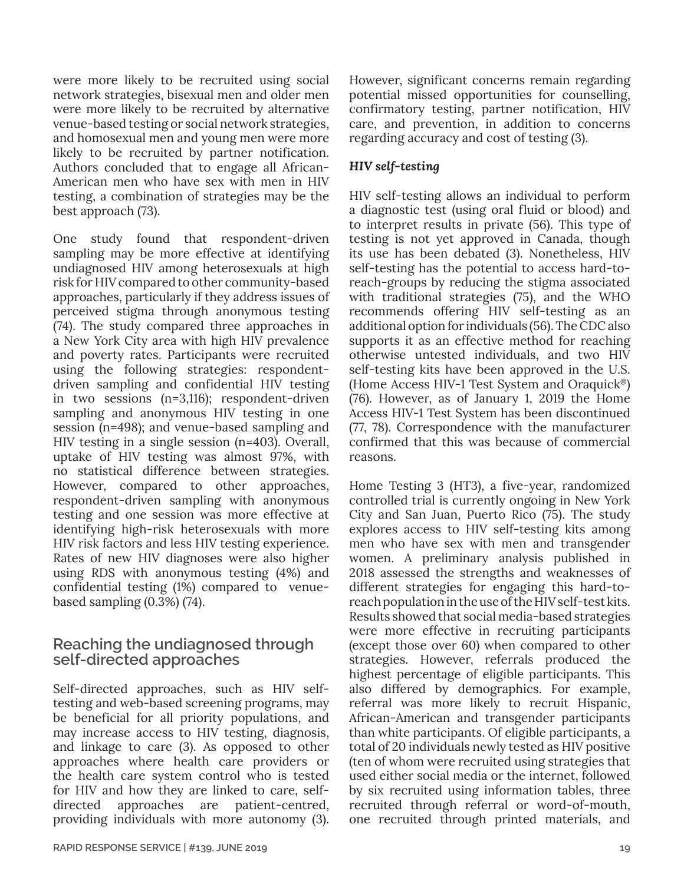were more likely to be recruited using social network strategies, bisexual men and older men were more likely to be recruited by alternative venue-based testing or social network strategies, and homosexual men and young men were more likely to be recruited by partner notification. Authors concluded that to engage all African-American men who have sex with men in HIV testing, a combination of strategies may be the best approach (73).

One study found that respondent-driven sampling may be more effective at identifying undiagnosed HIV among heterosexuals at high risk for HIV compared to other community-based approaches, particularly if they address issues of perceived stigma through anonymous testing (74). The study compared three approaches in a New York City area with high HIV prevalence and poverty rates. Participants were recruited using the following strategies: respondent-driven sampling and confidential HIV testing in two sessions (n=3,116); respondent-driven sampling and anonymous HIV testing in one session (n=498); and venue-based sampling and HIV testing in a single session (n=403). Overall, uptake of HIV testing was almost 97%, with no statistical difference between strategies. However, compared to other approaches, respondent-driven sampling with anonymous testing and one session was more effective at identifying high-risk heterosexuals with more HIV risk factors and less HIV testing experience. Rates of new HIV diagnoses were also higher using RDS with anonymous testing (4%) and confidential testing (1%) compared to venue-based sampling (0.3%) (74).

## Reaching the undiagnosed through self-directed approaches

Self-directed approaches, such as HIV self-testing and web-based screening programs, may be beneficial for all priority populations, and may increase access to HIV testing, diagnosis, and linkage to care (3). As opposed to other approaches where health care providers or the health care system control who is tested for HIV and how they are linked to care, self-directed approaches are patient-centred, providing individuals with more autonomy (3). However, significant concerns remain regarding potential missed opportunities for counselling, confirmatory testing, partner notification, HIV care, and prevention, in addition to concerns regarding accuracy and cost of testing (3).

### *HIV self-testing*

HIV self-testing allows an individual to perform a diagnostic test (using oral fluid or blood) and to interpret results in private (56). This type of testing is not yet approved in Canada, though its use has been debated (3). Nonetheless, HIV self-testing has the potential to access hard-to-reach-groups by reducing the stigma associated with traditional strategies (75), and the WHO recommends offering HIV self-testing as an additional option for individuals (56). The CDC also supports it as an effective method for reaching otherwise untested individuals, and two HIV self-testing kits have been approved in the U.S. (Home Access HIV-1 Test System and Oraquick®) (76). However, as of January 1, 2019 the Home Access HIV-1 Test System has been discontinued (77, 78). Correspondence with the manufacturer confirmed that this was because of commercial reasons.

Home Testing 3 (HT3), a five-year, randomized controlled trial is currently ongoing in New York City and San Juan, Puerto Rico (75). The study explores access to HIV self-testing kits among men who have sex with men and transgender women. A preliminary analysis published in 2018 assessed the strengths and weaknesses of different strategies for engaging this hard-to-reach population in the use of the HIV self-test kits. Results showed that social media-based strategies were more effective in recruiting participants (except those over 60) when compared to other strategies. However, referrals produced the highest percentage of eligible participants. This also differed by demographics. For example, referral was more likely to recruit Hispanic, African-American and transgender participants than white participants. Of eligible participants, a total of 20 individuals newly tested as HIV positive (ten of whom were recruited using strategies that used either social media or the internet, followed by six recruited using information tables, three recruited through referral or word-of-mouth, one recruited through printed materials, and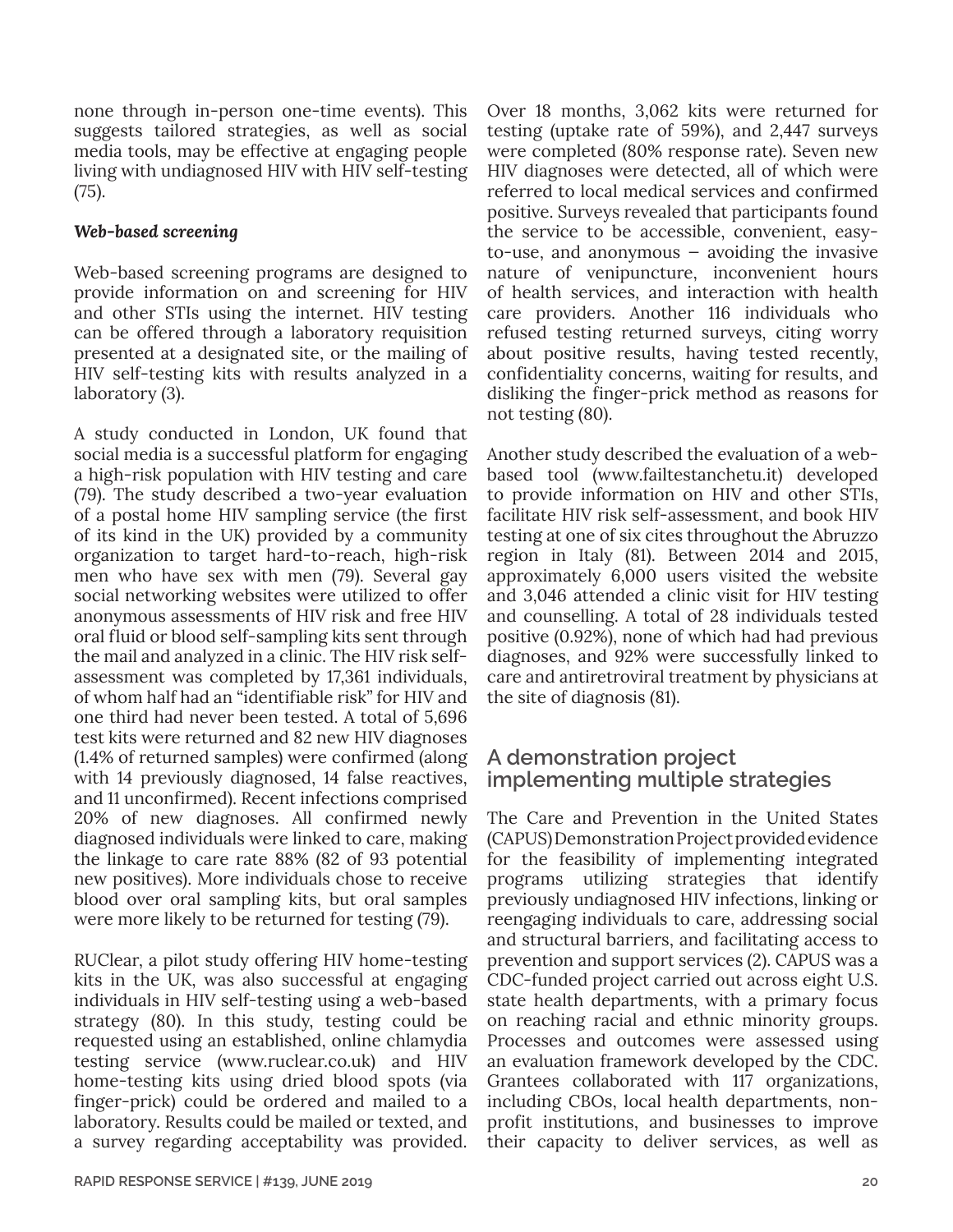none through in-person one-time events). This suggests tailored strategies, as well as social media tools, may be effective at engaging people living with undiagnosed HIV with HIV self-testing (75).

***Web-based screening***

Web-based screening programs are designed to provide information on and screening for HIV and other STIs using the internet. HIV testing can be offered through a laboratory requisition presented at a designated site, or the mailing of HIV self-testing kits with results analyzed in a laboratory (3).

A study conducted in London, UK found that social media is a successful platform for engaging a high-risk population with HIV testing and care (79). The study described a two-year evaluation of a postal home HIV sampling service (the first of its kind in the UK) provided by a community organization to target hard-to-reach, high-risk men who have sex with men (79). Several gay social networking websites were utilized to offer anonymous assessments of HIV risk and free HIV oral fluid or blood self-sampling kits sent through the mail and analyzed in a clinic. The HIV risk self-assessment was completed by 17,361 individuals, of whom half had an "identifiable risk" for HIV and one third had never been tested. A total of 5,696 test kits were returned and 82 new HIV diagnoses (1.4% of returned samples) were confirmed (along with 14 previously diagnosed, 14 false reactives, and 11 unconfirmed). Recent infections comprised 20% of new diagnoses. All confirmed newly diagnosed individuals were linked to care, making the linkage to care rate 88% (82 of 93 potential new positives). More individuals chose to receive blood over oral sampling kits, but oral samples were more likely to be returned for testing (79).

RUClear, a pilot study offering HIV home-testing kits in the UK, was also successful at engaging individuals in HIV self-testing using a web-based strategy (80). In this study, testing could be requested using an established, online chlamydia testing service (www.ruclear.co.uk) and HIV home-testing kits using dried blood spots (via finger-prick) could be ordered and mailed to a laboratory. Results could be mailed or texted, and a survey regarding acceptability was provided. Over 18 months, 3,062 kits were returned for testing (uptake rate of 59%), and 2,447 surveys were completed (80% response rate). Seven new HIV diagnoses were detected, all of which were referred to local medical services and confirmed positive. Surveys revealed that participants found the service to be accessible, convenient, easy-to-use, and anonymous – avoiding the invasive nature of venipuncture, inconvenient hours of health services, and interaction with health care providers. Another 116 individuals who refused testing returned surveys, citing worry about positive results, having tested recently, confidentiality concerns, waiting for results, and disliking the finger-prick method as reasons for not testing (80).

Another study described the evaluation of a web-based tool (www.failtestanchetu.it) developed to provide information on HIV and other STIs, facilitate HIV risk self-assessment, and book HIV testing at one of six cites throughout the Abruzzo region in Italy (81). Between 2014 and 2015, approximately 6,000 users visited the website and 3,046 attended a clinic visit for HIV testing and counselling. A total of 28 individuals tested positive (0.92%), none of which had had previous diagnoses, and 92% were successfully linked to care and antiretroviral treatment by physicians at the site of diagnosis (81).

## A demonstration project implementing multiple strategies

The Care and Prevention in the United States (CAPUS) Demonstration Project provided evidence for the feasibility of implementing integrated programs utilizing strategies that identify previously undiagnosed HIV infections, linking or reengaging individuals to care, addressing social and structural barriers, and facilitating access to prevention and support services (2). CAPUS was a CDC-funded project carried out across eight U.S. state health departments, with a primary focus on reaching racial and ethnic minority groups. Processes and outcomes were assessed using an evaluation framework developed by the CDC. Grantees collaborated with 117 organizations, including CBOs, local health departments, non-profit institutions, and businesses to improve their capacity to deliver services, as well as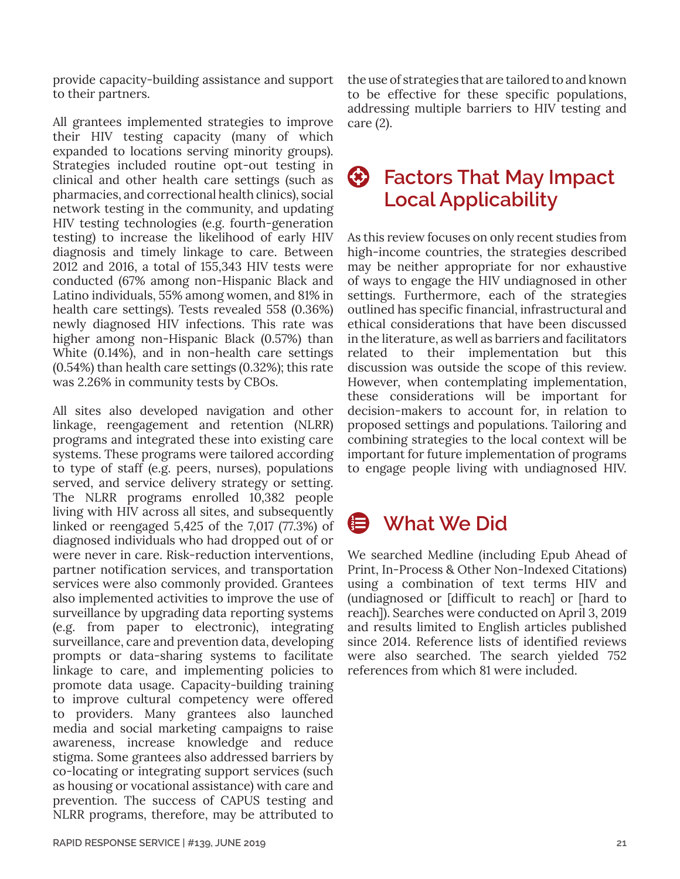provide capacity-building assistance and support to their partners.

All grantees implemented strategies to improve their HIV testing capacity (many of which expanded to locations serving minority groups). Strategies included routine opt-out testing in clinical and other health care settings (such as pharmacies, and correctional health clinics), social network testing in the community, and updating HIV testing technologies (e.g. fourth-generation testing) to increase the likelihood of early HIV diagnosis and timely linkage to care. Between 2012 and 2016, a total of 155,343 HIV tests were conducted (67% among non-Hispanic Black and Latino individuals, 55% among women, and 81% in health care settings). Tests revealed 558 (0.36%) newly diagnosed HIV infections. This rate was higher among non-Hispanic Black (0.57%) than White (0.14%), and in non-health care settings (0.54%) than health care settings (0.32%); this rate was 2.26% in community tests by CBOs.

All sites also developed navigation and other linkage, reengagement and retention (NLRR) programs and integrated these into existing care systems. These programs were tailored according to type of staff (e.g. peers, nurses), populations served, and service delivery strategy or setting. The NLRR programs enrolled 10,382 people living with HIV across all sites, and subsequently linked or reengaged 5,425 of the 7,017 (77.3%) of diagnosed individuals who had dropped out of or were never in care. Risk-reduction interventions, partner notification services, and transportation services were also commonly provided. Grantees also implemented activities to improve the use of surveillance by upgrading data reporting systems (e.g. from paper to electronic), integrating surveillance, care and prevention data, developing prompts or data-sharing systems to facilitate linkage to care, and implementing policies to promote data usage. Capacity-building training to improve cultural competency were offered to providers. Many grantees also launched media and social marketing campaigns to raise awareness, increase knowledge and reduce stigma. Some grantees also addressed barriers by co-locating or integrating support services (such as housing or vocational assistance) with care and prevention. The success of CAPUS testing and NLRR programs, therefore, may be attributed to the use of strategies that are tailored to and known to be effective for these specific populations, addressing multiple barriers to HIV testing and care (2).

## Factors That May Impact Local Applicability

As this review focuses on only recent studies from high-income countries, the strategies described may be neither appropriate for nor exhaustive of ways to engage the HIV undiagnosed in other settings. Furthermore, each of the strategies outlined has specific financial, infrastructural and ethical considerations that have been discussed in the literature, as well as barriers and facilitators related to their implementation but this discussion was outside the scope of this review. However, when contemplating implementation, these considerations will be important for decision-makers to account for, in relation to proposed settings and populations. Tailoring and combining strategies to the local context will be important for future implementation of programs to engage people living with undiagnosed HIV.

## What We Did

We searched Medline (including Epub Ahead of Print, In-Process & Other Non-Indexed Citations) using a combination of text terms HIV and (undiagnosed or [difficult to reach] or [hard to reach]). Searches were conducted on April 3, 2019 and results limited to English articles published since 2014. Reference lists of identified reviews were also searched. The search yielded 752 references from which 81 were included.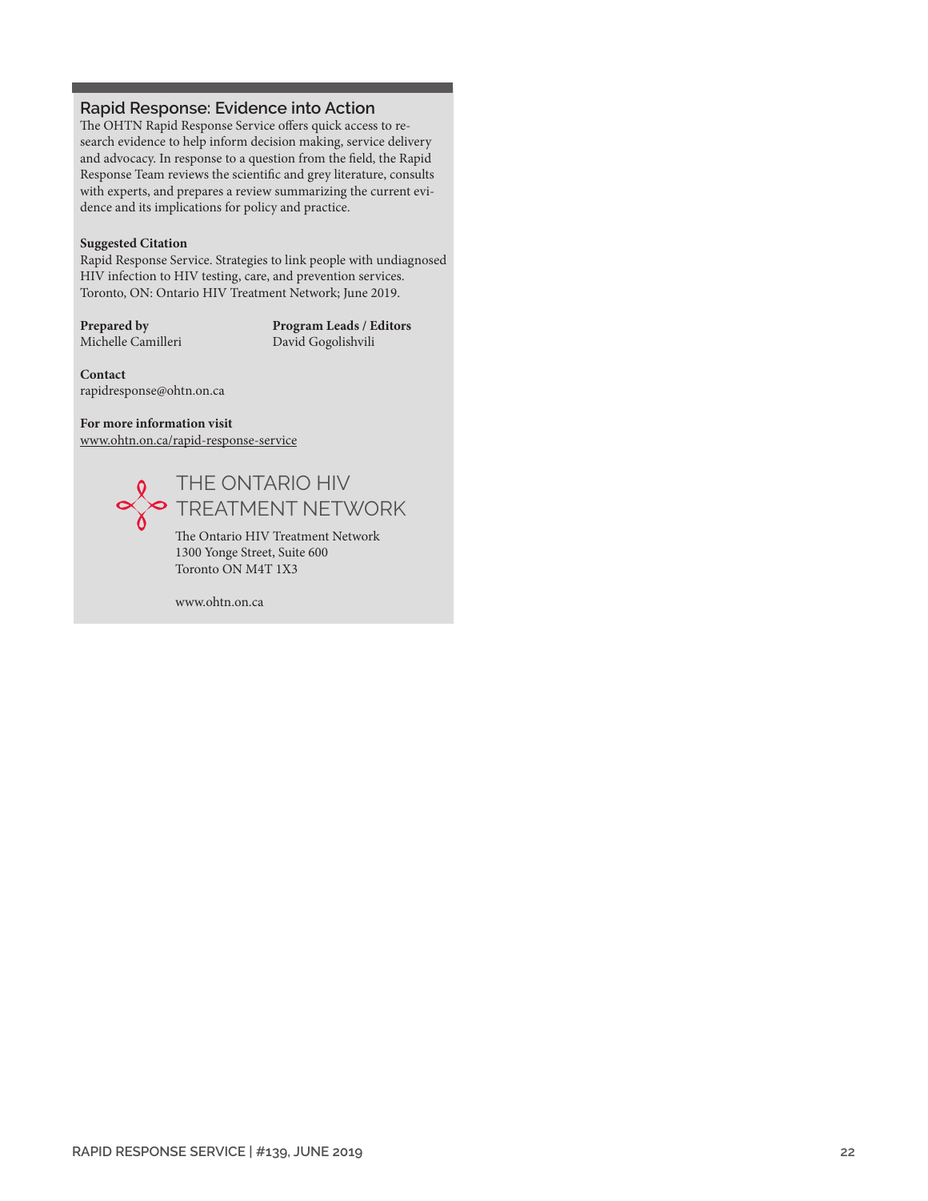## Rapid Response: Evidence into Action

The OHTN Rapid Response Service offers quick access to research evidence to help inform decision making, service delivery and advocacy. In response to a question from the field, the Rapid Response Team reviews the scientific and grey literature, consults with experts, and prepares a review summarizing the current evidence and its implications for policy and practice.

**Suggested Citation**
Rapid Response Service. Strategies to link people with undiagnosed HIV infection to HIV testing, care, and prevention services. Toronto, ON: Ontario HIV Treatment Network; June 2019.

**Prepared by**
Michelle Camilleri

**Program Leads / Editors**
David Gogolishvili

**Contact**
rapidresponse@ohtn.on.ca

**For more information visit**
www.ohtn.on.ca/rapid-response-service

THE ONTARIO HIV TREATMENT NETWORK

The Ontario HIV Treatment Network
1300 Yonge Street, Suite 600
Toronto ON M4T 1X3

www.ohtn.on.ca